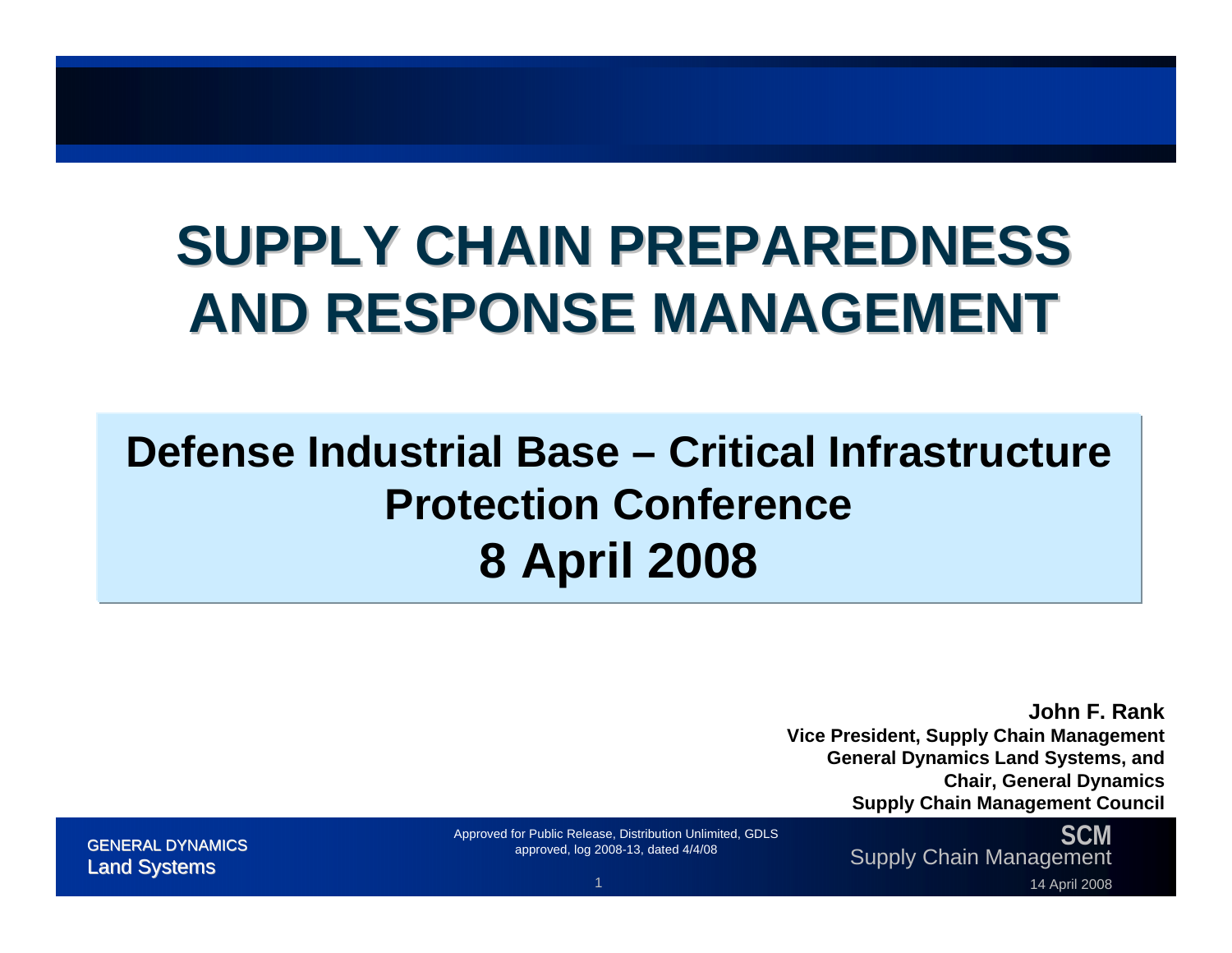# SUPPLY CHAIN PREPAREDNESS AND RESPONSE MANAGEMENT

## Defense Industrial Base – Critical Infrastructure Protection Conference
## 8 April 2008

**John F. Rank**
**Vice President, Supply Chain Management**
**General Dynamics Land Systems, and**
**Chair, General Dynamics**
**Supply Chain Management Council**

GENERAL DYNAMICS
Land Systems

Approved for Public Release, Distribution Unlimited, GDLS approved, log 2008-13, dated 4/4/08

SCM
Supply Chain Management

14 April 2008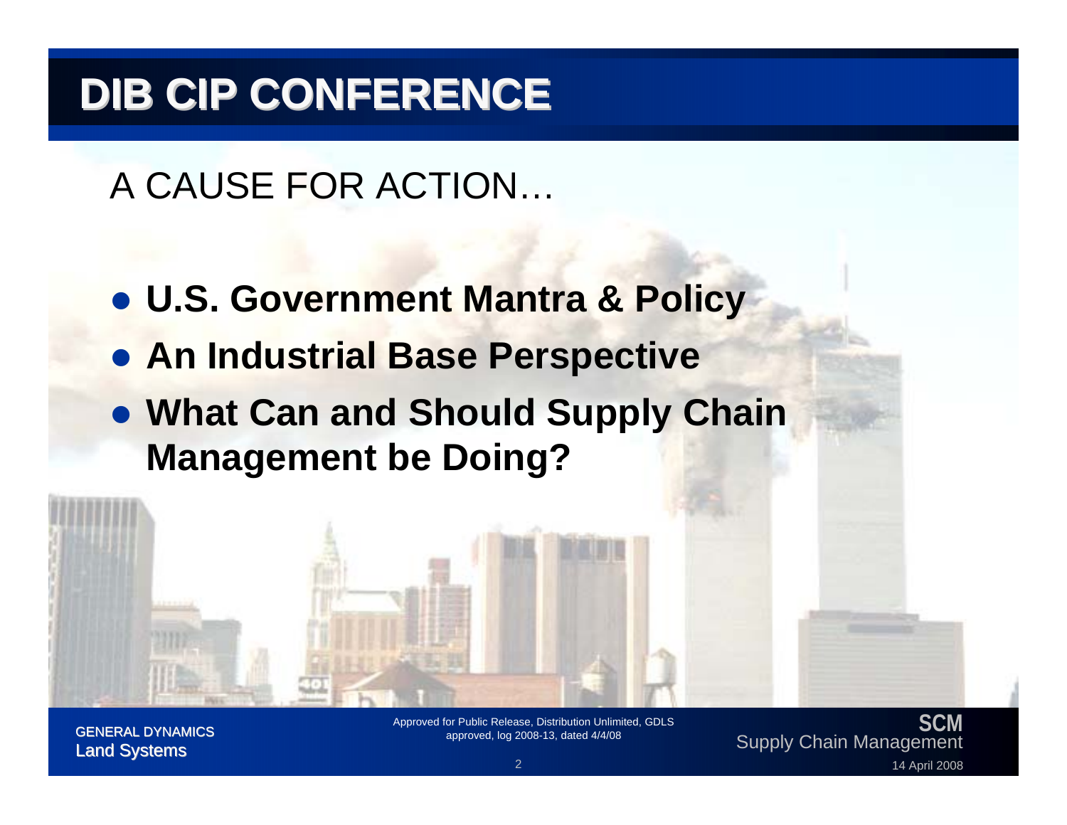# DIB CIP CONFERENCE

## A CAUSE FOR ACTION…

- **U.S. Government Mantra & Policy**
- **An Industrial Base Perspective**
- **What Can and Should Supply Chain Management be Doing?**

Approved for Public Release, Distribution Unlimited, GDLS approved, log 2008-13, dated 4/4/08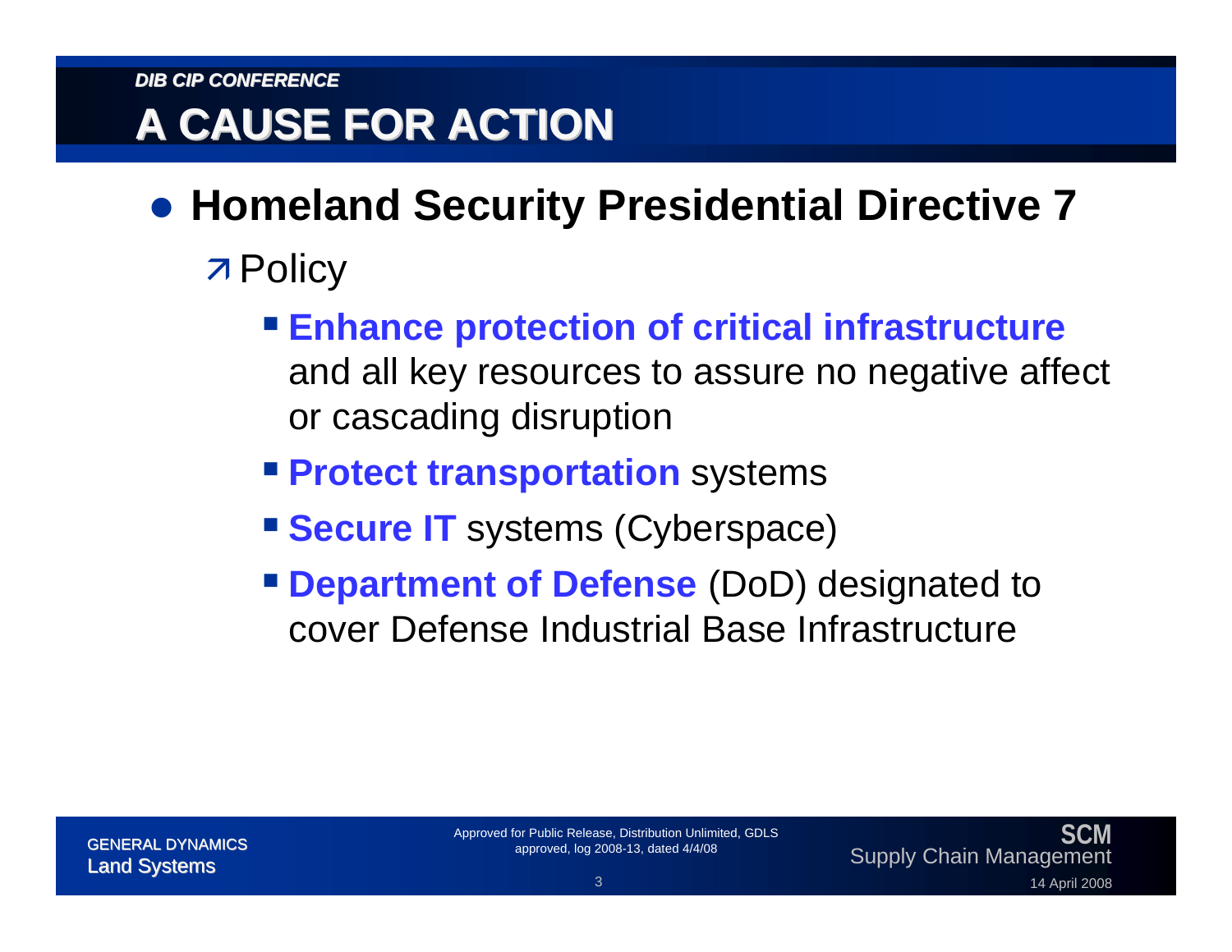# A CAUSE FOR ACTION

- **Homeland Security Presidential Directive 7**
  - Policy
    - **Enhance protection of critical infrastructure** and all key resources to assure no negative affect or cascading disruption
    - **Protect transportation** systems
    - **Secure IT** systems (Cyberspace)
    - **Department of Defense** (DoD) designated to cover Defense Industrial Base Infrastructure

Approved for Public Release, Distribution Unlimited, GDLS approved, log 2008-13, dated 4/4/08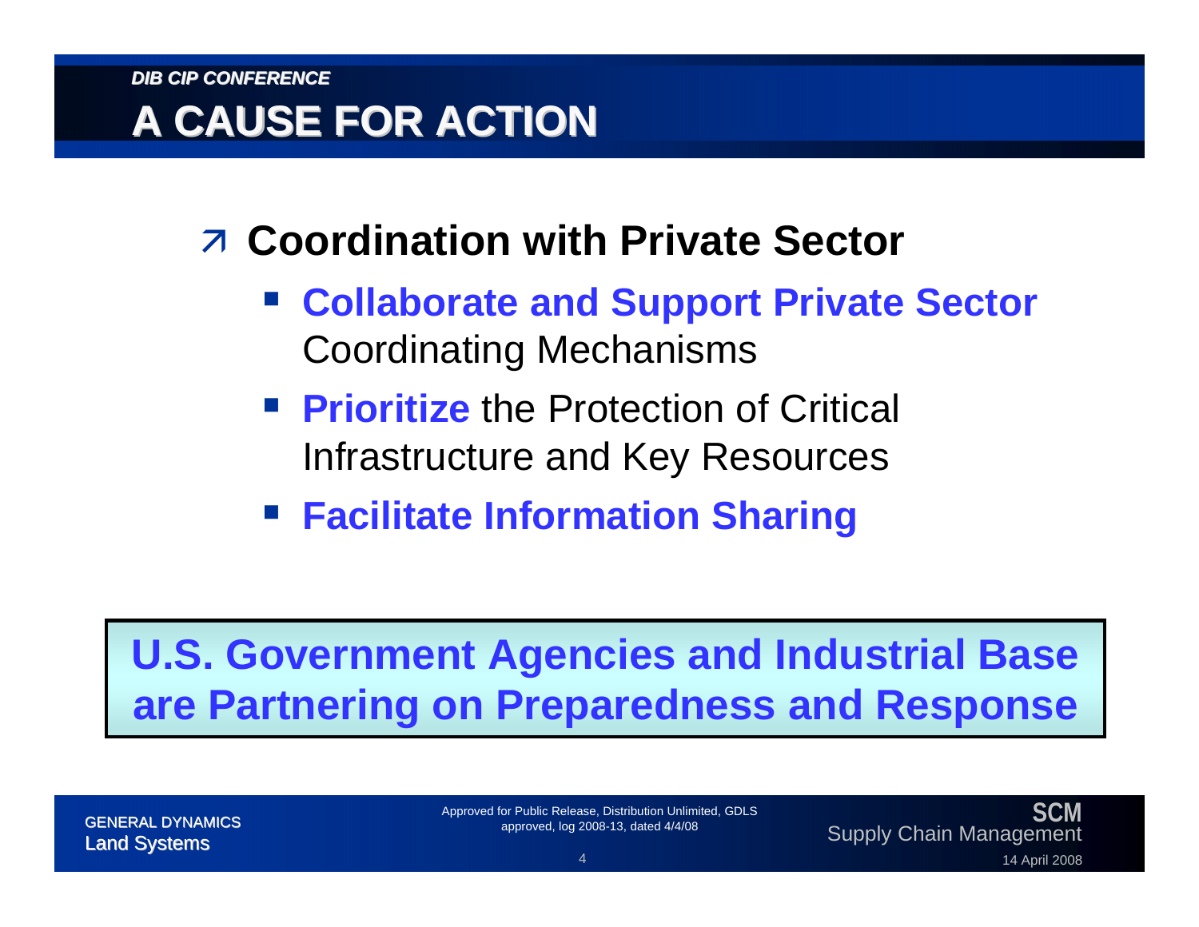# A CAUSE FOR ACTION

- **Coordination with Private Sector**
  - **Collaborate and Support Private Sector** Coordinating Mechanisms
  - **Prioritize** the Protection of Critical Infrastructure and Key Resources
  - **Facilitate Information Sharing**

**U.S. Government Agencies and Industrial Base are Partnering on Preparedness and Response**

Approved for Public Release, Distribution Unlimited, GDLS approved, log 2008-13, dated 4/4/08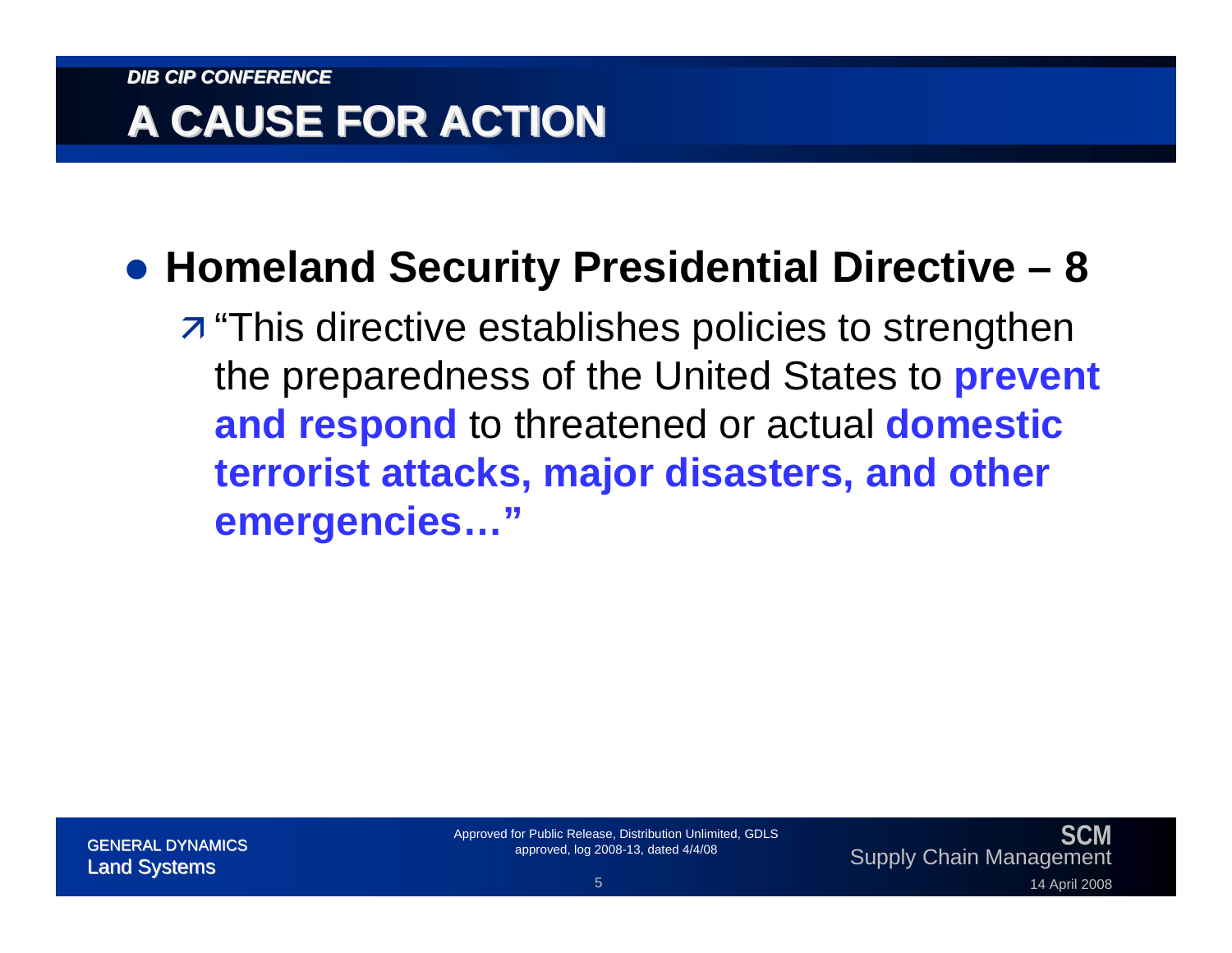# A CAUSE FOR ACTION

- **Homeland Security Presidential Directive – 8**
  - "This directive establishes policies to strengthen the preparedness of the United States to **prevent and respond** to threatened or actual **domestic terrorist attacks, major disasters, and other emergencies…"**

Approved for Public Release, Distribution Unlimited, GDLS approved, log 2008-13, dated 4/4/08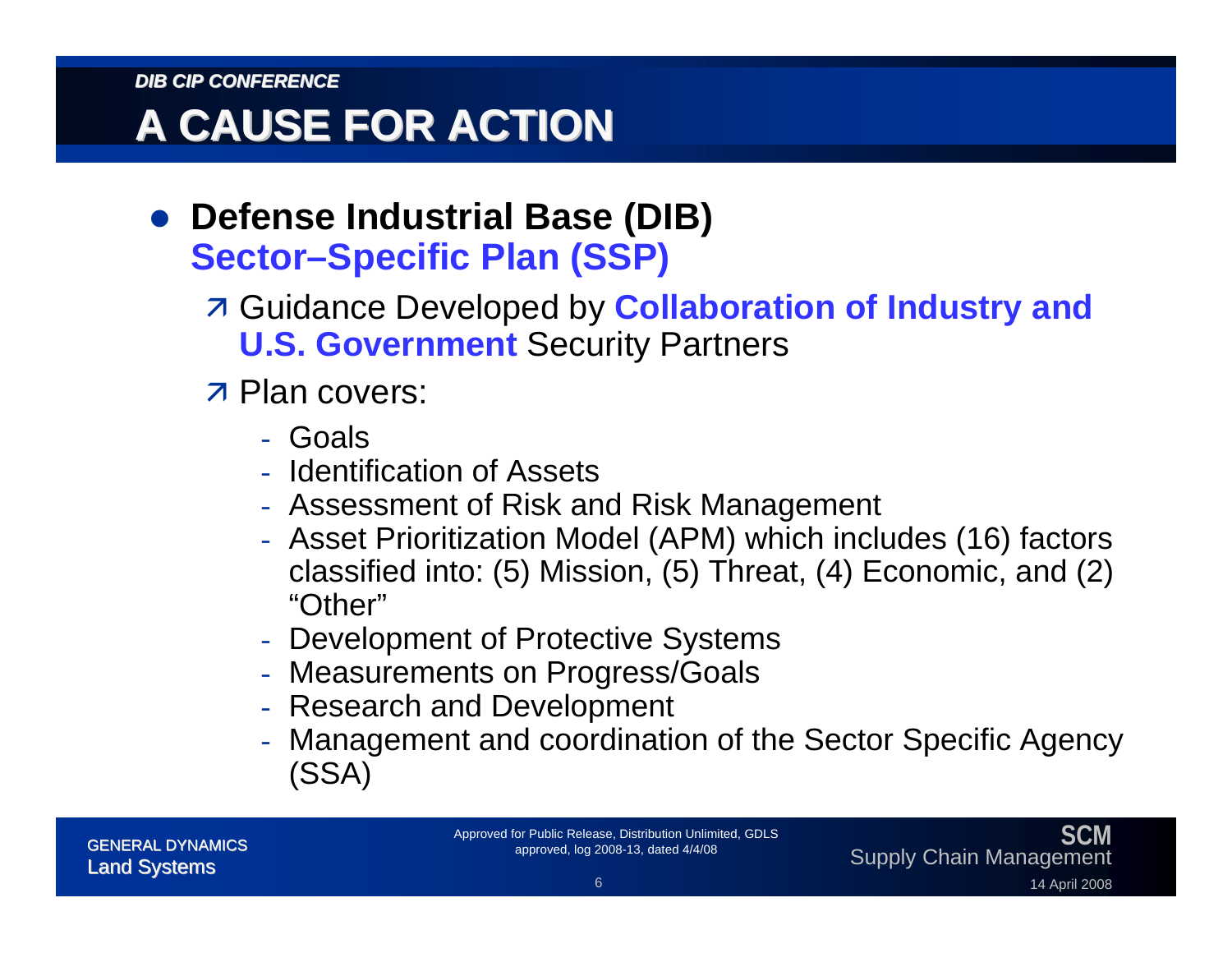# A CAUSE FOR ACTION

- **Defense Industrial Base (DIB)** **Sector–Specific Plan (SSP)**
  - Guidance Developed by **Collaboration of Industry and U.S. Government** Security Partners
  - Plan covers:
    - Goals
    - Identification of Assets
    - Assessment of Risk and Risk Management
    - Asset Prioritization Model (APM) which includes (16) factors classified into: (5) Mission, (5) Threat, (4) Economic, and (2) "Other"
    - Development of Protective Systems
    - Measurements on Progress/Goals
    - Research and Development
    - Management and coordination of the Sector Specific Agency (SSA)

Approved for Public Release, Distribution Unlimited, GDLS approved, log 2008-13, dated 4/4/08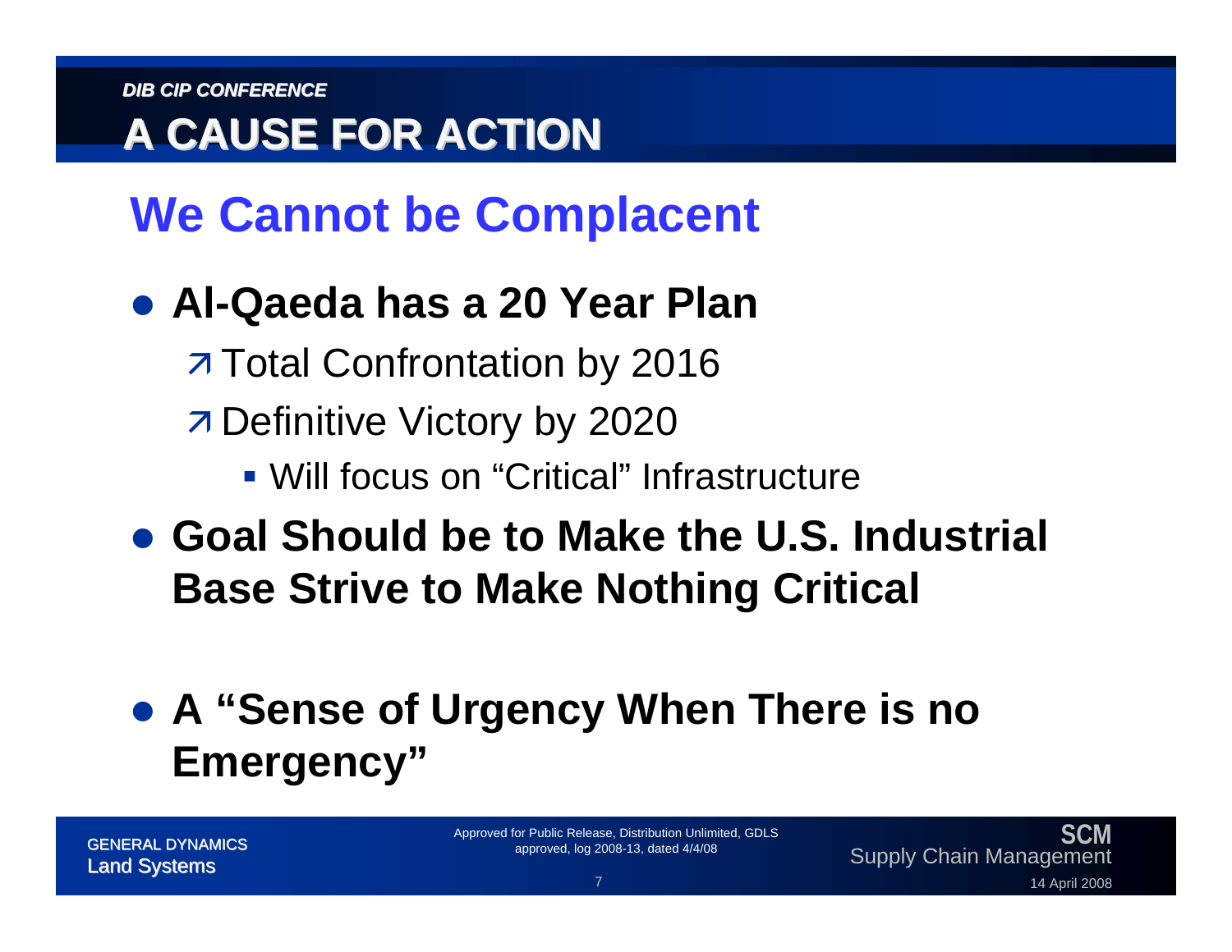*DIB CIP CONFERENCE*

# A CAUSE FOR ACTION

## We Cannot be Complacent

- **Al-Qaeda has a 20 Year Plan**
  - Total Confrontation by 2016
  - Definitive Victory by 2020
    - Will focus on "Critical" Infrastructure
- **Goal Should be to Make the U.S. Industrial Base Strive to Make Nothing Critical**

- **A "Sense of Urgency When There is no Emergency"**

GENERAL DYNAMICS
Land Systems

Approved for Public Release, Distribution Unlimited, GDLS approved, log 2008-13, dated 4/4/08

SCM
Supply Chain Management

14 April 2008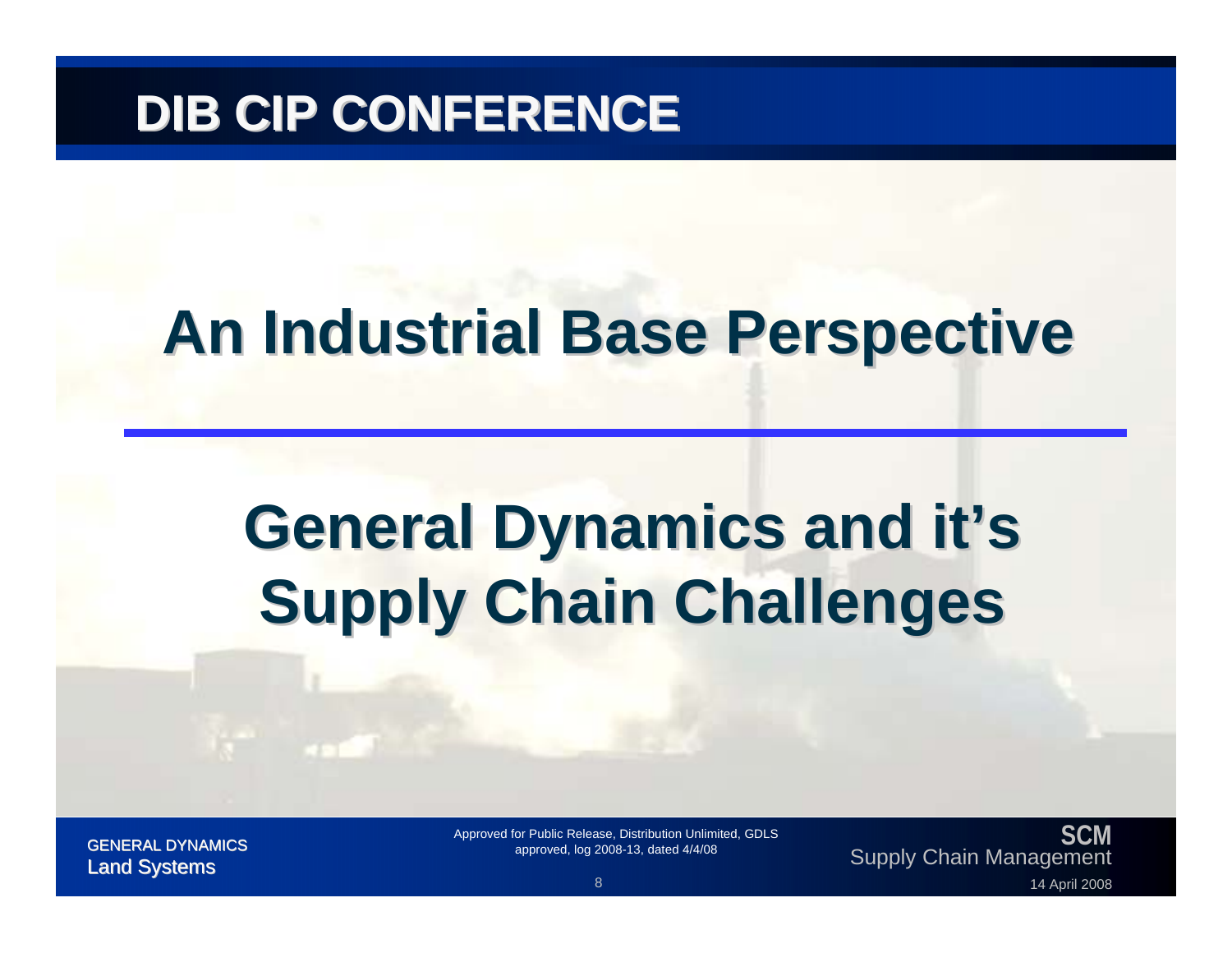# An Industrial Base Perspective

## General Dynamics and it's Supply Chain Challenges

Approved for Public Release, Distribution Unlimited, GDLS approved, log 2008-13, dated 4/4/08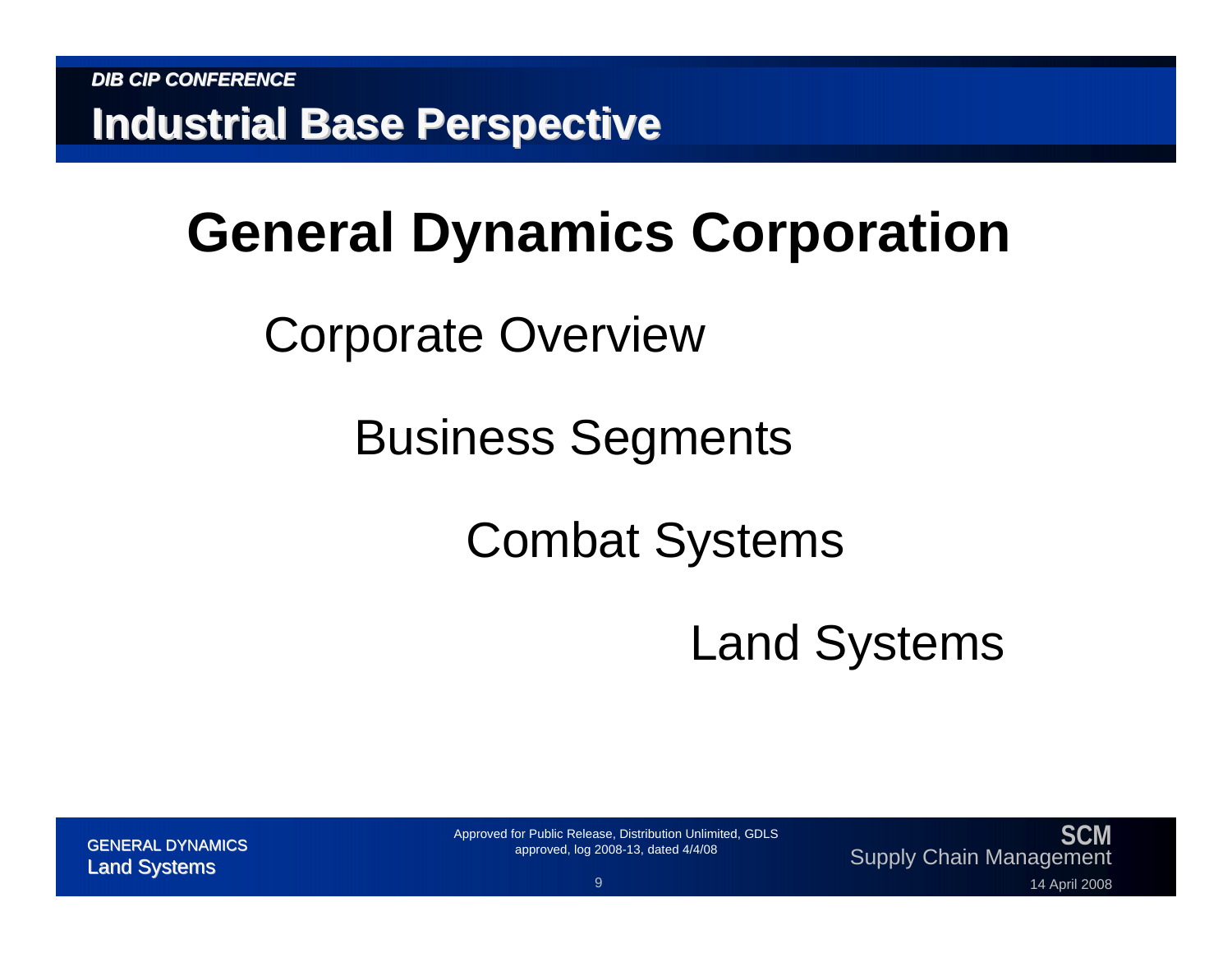# General Dynamics Corporation

Corporate Overview

Business Segments

Combat Systems

Land Systems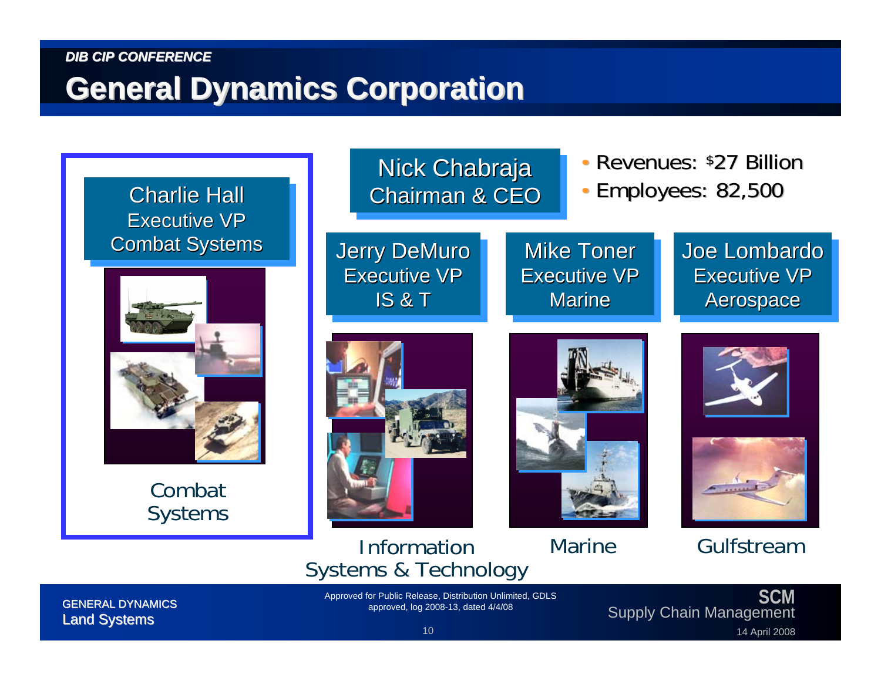# General Dynamics Corporation

**Nick Chabraja**
**Chairman & CEO**

- Revenues: $27 Billion
- Employees: 82,500

**Charlie Hall**
Executive VP
Combat Systems

Combat Systems

**Jerry DeMuro**
Executive VP
IS & T

Information Systems & Technology

**Mike Toner**
Executive VP
Marine

Marine

**Joe Lombardo**
Executive VP
Aerospace

Gulfstream

Approved for Public Release, Distribution Unlimited, GDLS approved, log 2008-13, dated 4/4/08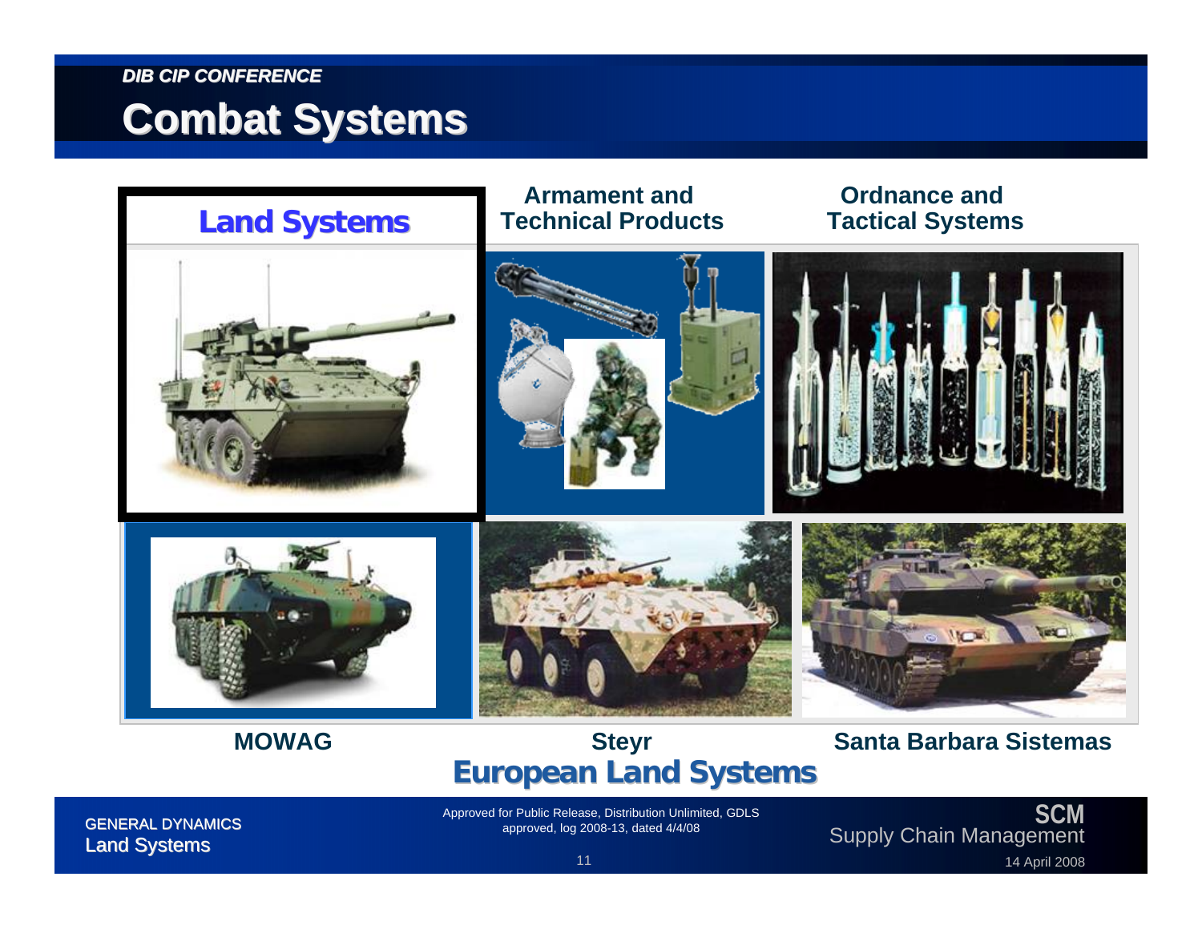# Combat Systems

**Land Systems**

**Armament and Technical Products**

**Ordnance and Tactical Systems**

**MOWAG**

**Steyr**

**Santa Barbara Sistemas**

**European Land Systems**

Approved for Public Release, Distribution Unlimited, GDLS approved, log 2008-13, dated 4/4/08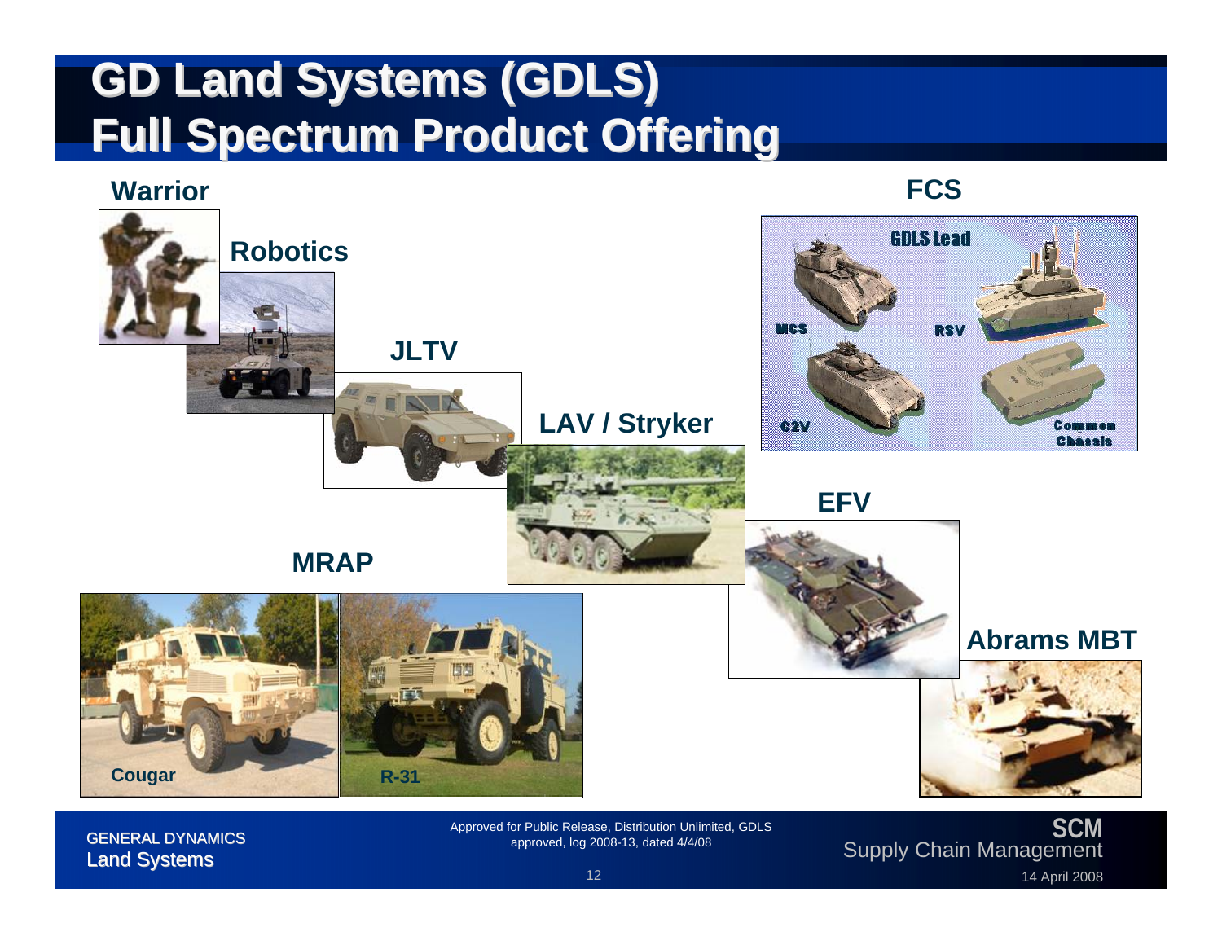# GD Land Systems (GDLS) Full Spectrum Product Offering

**Warrior**

**Robotics**

**JLTV**

**LAV / Stryker**

**FCS**

GDLS Lead

MCS

RSV

C2V

Common Chassis

**EFV**

**MRAP**

**Cougar**

**R-31**

**Abrams MBT**

GENERAL DYNAMICS
Land Systems

Approved for Public Release, Distribution Unlimited, GDLS approved, log 2008-13, dated 4/4/08

SCM
Supply Chain Management

14 April 2008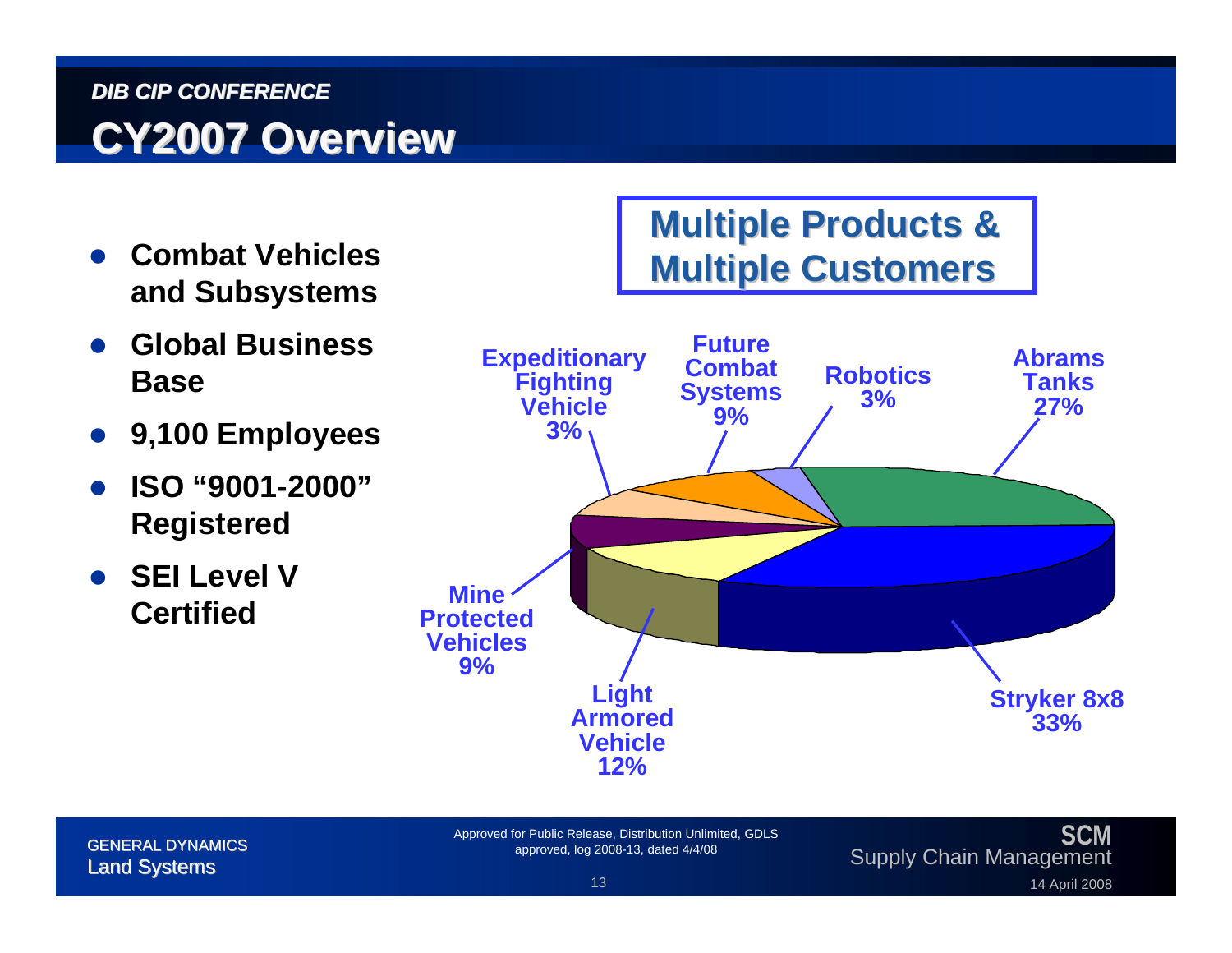*DIB CIP CONFERENCE*

# CY2007 Overview

- **Combat Vehicles and Subsystems**
- **Global Business Base**
- **9,100 Employees**
- **ISO "9001-2000" Registered**
- **SEI Level V Certified**

**Multiple Products & Multiple Customers**

| Product | Share |
|---|---|
| Stryker 8x8 | 33% |
| Abrams Tanks | 27% |
| Light Armored Vehicle | 12% |
| Mine Protected Vehicles | 9% |
| Future Combat Systems | 9% |
| Expeditionary Fighting Vehicle | 3% |
| Robotics | 3% |

GENERAL DYNAMICS
Land Systems

Approved for Public Release, Distribution Unlimited, GDLS approved, log 2008-13, dated 4/4/08

SCM
Supply Chain Management

14 April 2008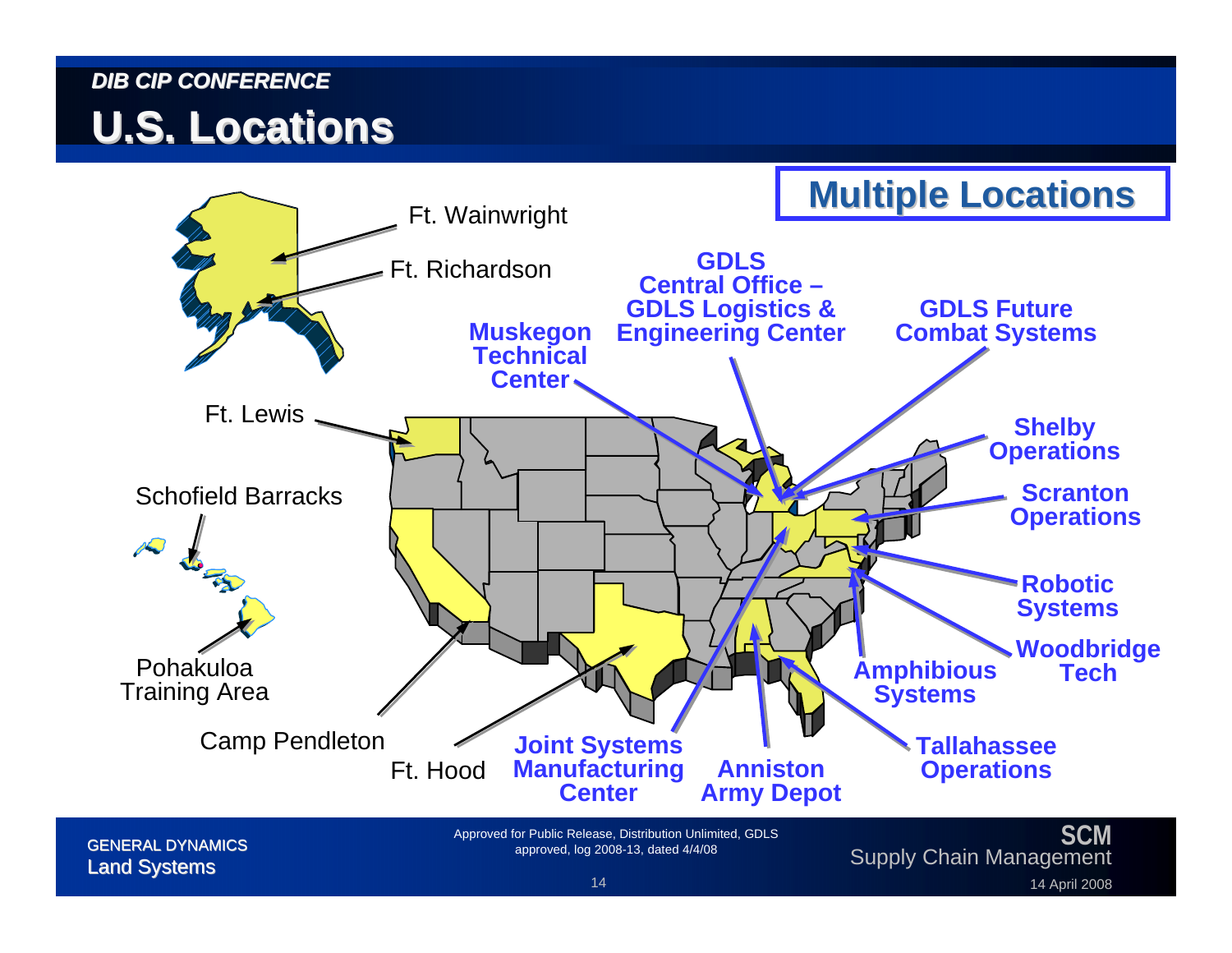# U.S. Locations

**Multiple Locations**

- Ft. Wainwright
- Ft. Richardson
- Ft. Lewis
- Schofield Barracks
- Pohakuloa Training Area
- Camp Pendleton
- Ft. Hood
- **Muskegon Technical Center**
- **GDLS Central Office – GDLS Logistics & Engineering Center**
- **GDLS Future Combat Systems**
- **Shelby Operations**
- **Scranton Operations**
- **Robotic Systems**
- **Woodbridge Tech**
- **Amphibious Systems**
- **Tallahassee Operations**
- **Anniston Army Depot**
- **Joint Systems Manufacturing Center**

Approved for Public Release, Distribution Unlimited, GDLS approved, log 2008-13, dated 4/4/08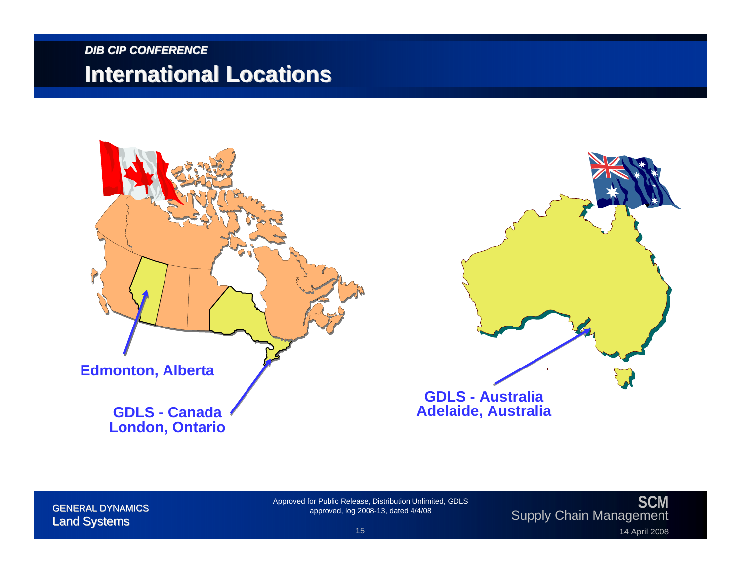*DIB CIP CONFERENCE*

# International Locations

**Edmonton, Alberta**

**GDLS - Canada**
**London, Ontario**

**GDLS - Australia**
**Adelaide, Australia**

Approved for Public Release, Distribution Unlimited, GDLS approved, log 2008-13, dated 4/4/08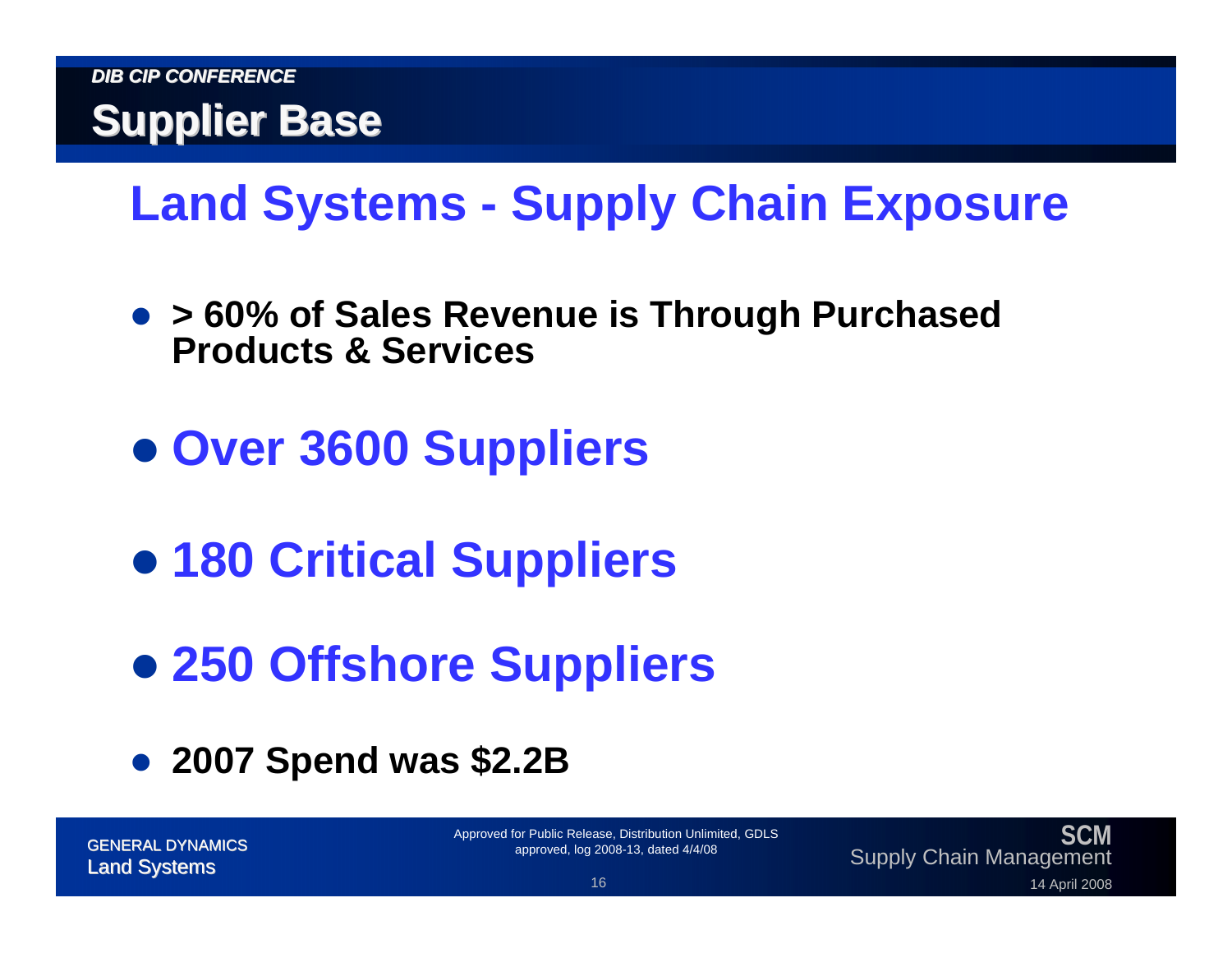## Supplier Base

# Land Systems - Supply Chain Exposure

- **> 60% of Sales Revenue is Through Purchased Products & Services**
- **Over 3600 Suppliers**
- **180 Critical Suppliers**
- **250 Offshore Suppliers**
- **2007 Spend was $2.2B**

Approved for Public Release, Distribution Unlimited, GDLS approved, log 2008-13, dated 4/4/08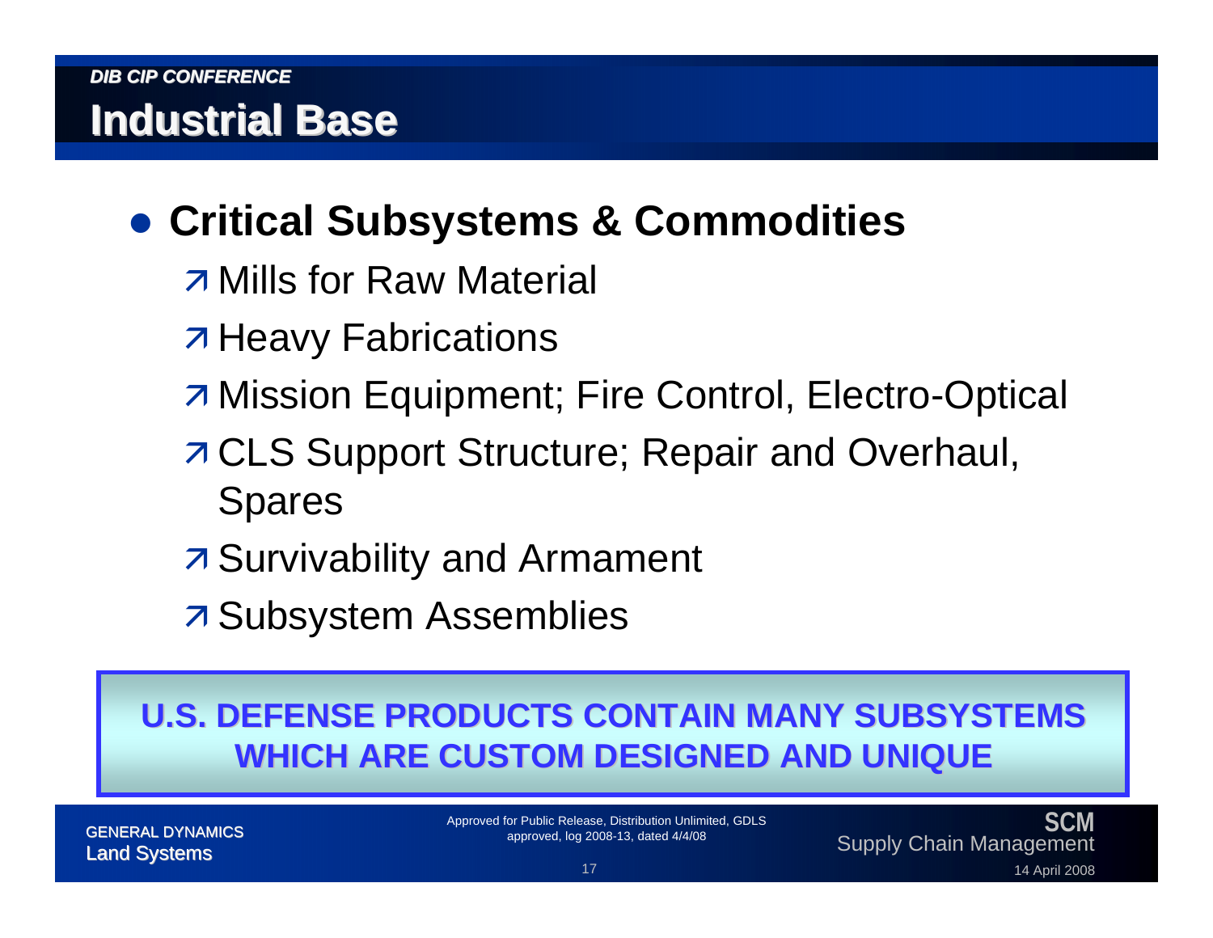# Industrial Base

- **Critical Subsystems & Commodities**
  - Mills for Raw Material
  - Heavy Fabrications
  - Mission Equipment; Fire Control, Electro-Optical
  - CLS Support Structure; Repair and Overhaul, Spares
  - Survivability and Armament
  - Subsystem Assemblies

**U.S. DEFENSE PRODUCTS CONTAIN MANY SUBSYSTEMS WHICH ARE CUSTOM DESIGNED AND UNIQUE**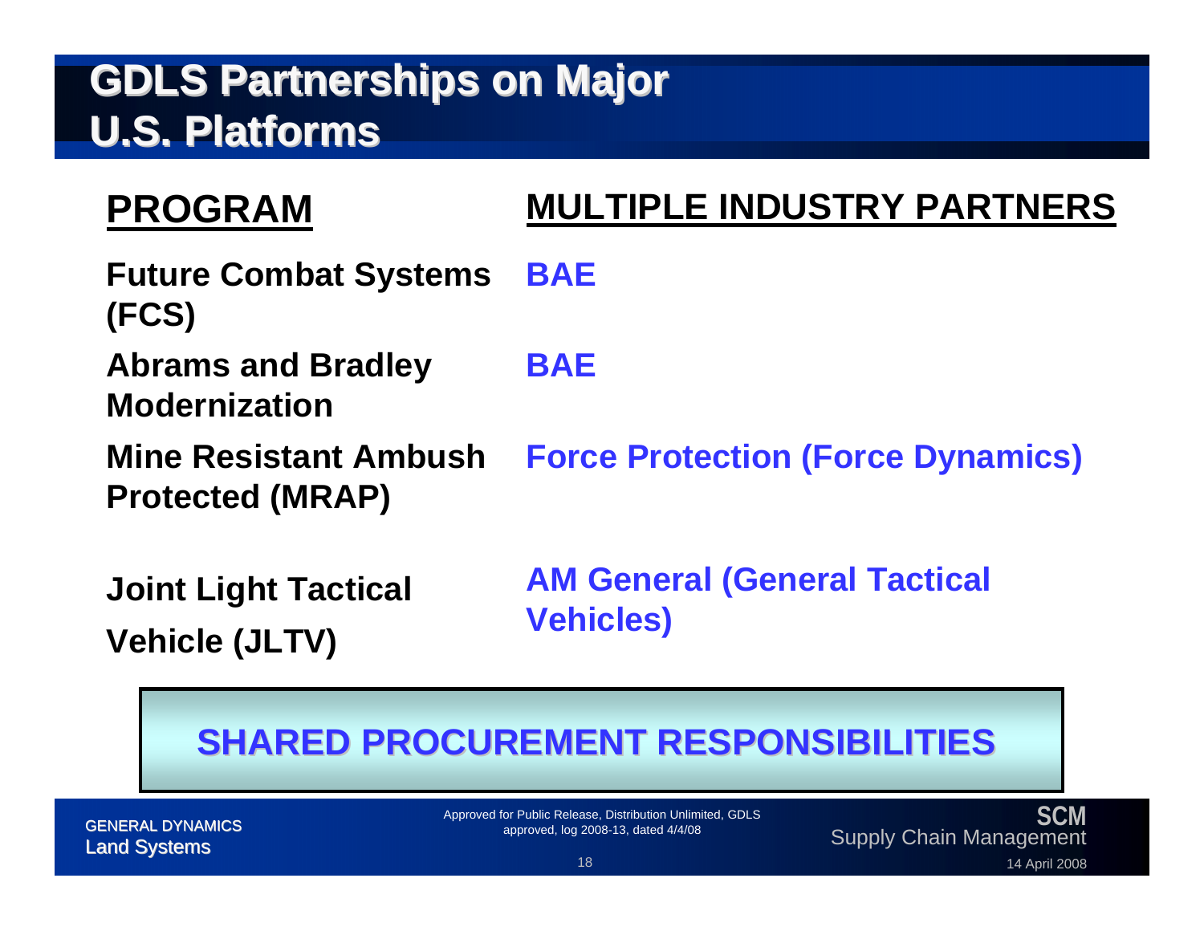# GDLS Partnerships on Major U.S. Platforms

| PROGRAM | MULTIPLE INDUSTRY PARTNERS |
| --- | --- |
| Future Combat Systems (FCS) | BAE |
| Abrams and Bradley Modernization | BAE |
| Mine Resistant Ambush Protected (MRAP) | Force Protection (Force Dynamics) |
| Joint Light Tactical Vehicle (JLTV) | AM General (General Tactical Vehicles) |

**SHARED PROCUREMENT RESPONSIBILITIES**

Approved for Public Release, Distribution Unlimited, GDLS approved, log 2008-13, dated 4/4/08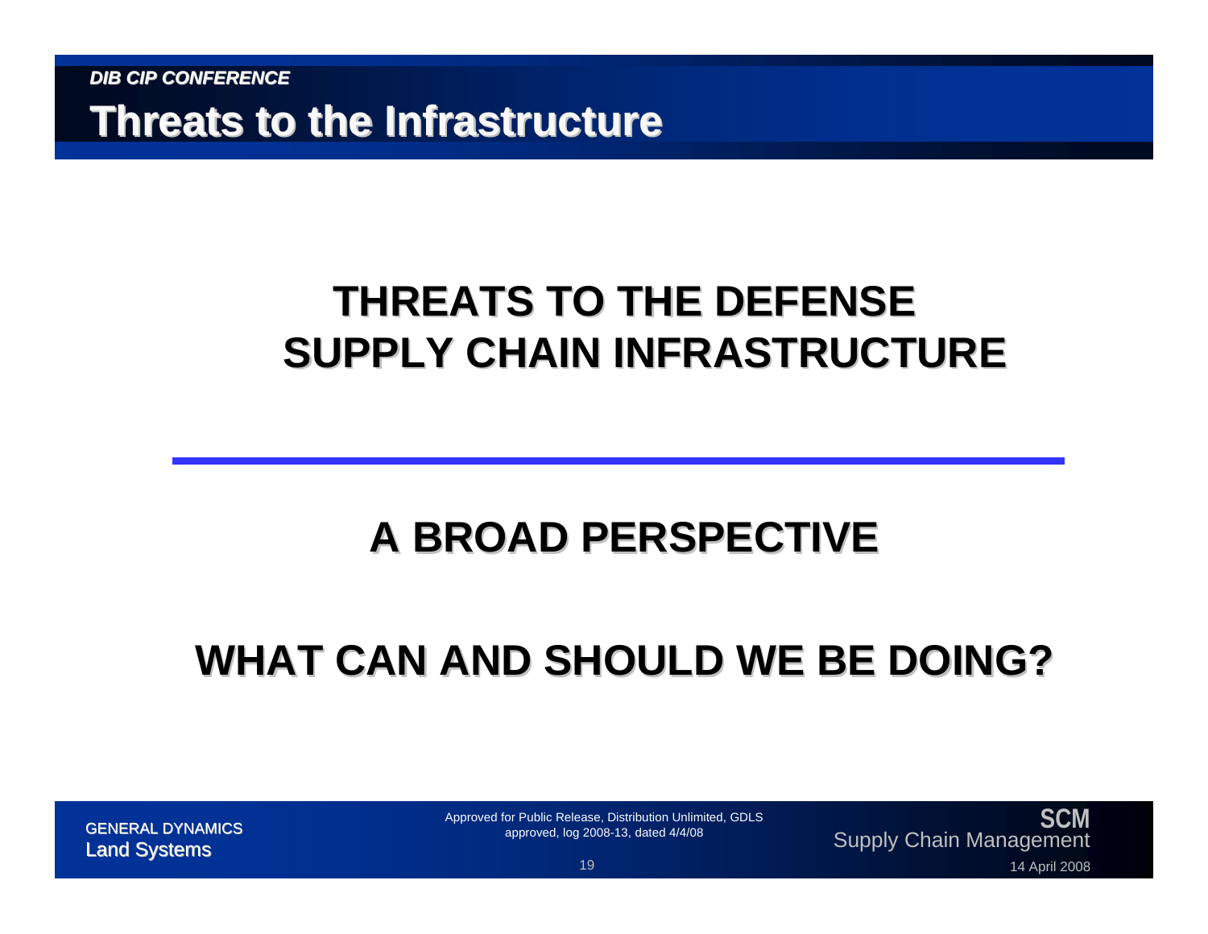# THREATS TO THE DEFENSE SUPPLY CHAIN INFRASTRUCTURE

---

## A BROAD PERSPECTIVE

## WHAT CAN AND SHOULD WE BE DOING?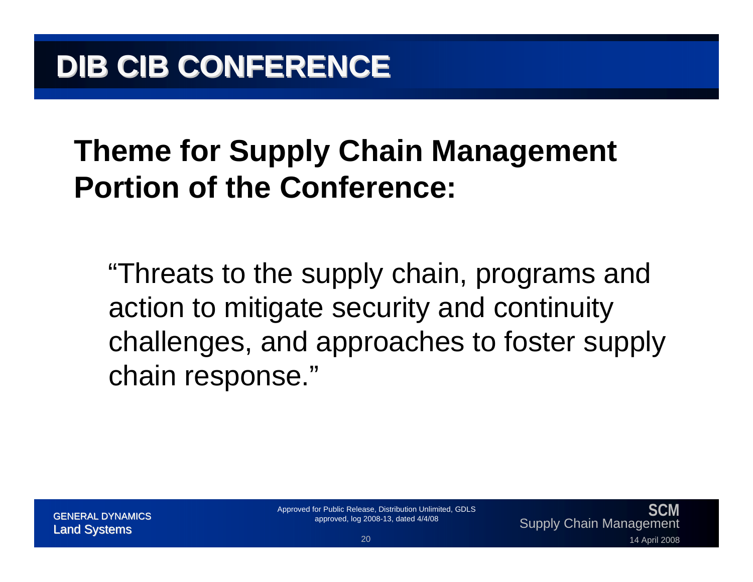# DIB CIB CONFERENCE

## Theme for Supply Chain Management Portion of the Conference:

"Threats to the supply chain, programs and action to mitigate security and continuity challenges, and approaches to foster supply chain response."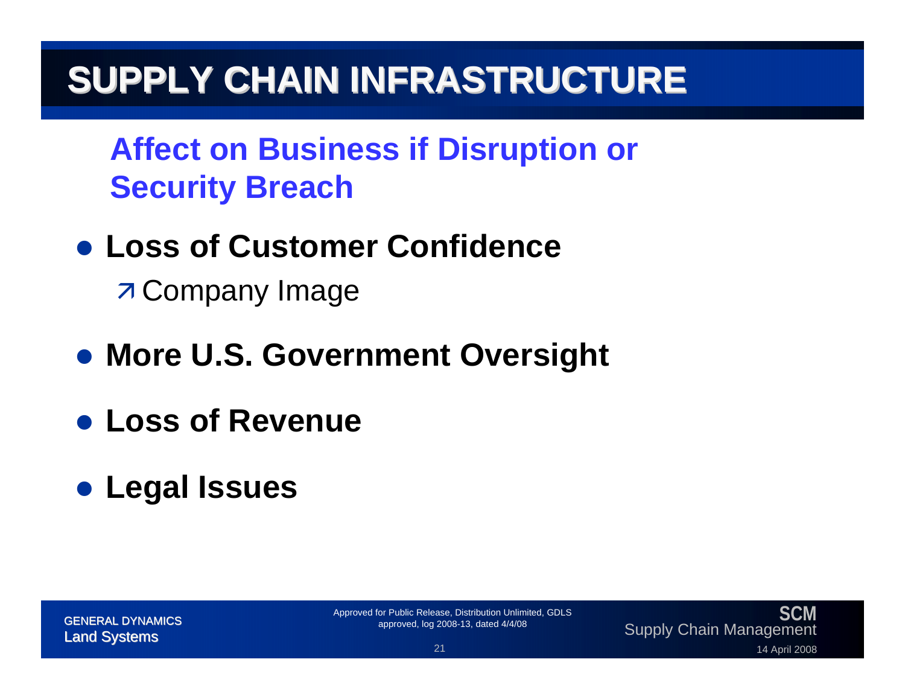# SUPPLY CHAIN INFRASTRUCTURE

## Affect on Business if Disruption or Security Breach

- **Loss of Customer Confidence**
  - Company Image
- **More U.S. Government Oversight**
- **Loss of Revenue**
- **Legal Issues**

Approved for Public Release, Distribution Unlimited, GDLS approved, log 2008-13, dated 4/4/08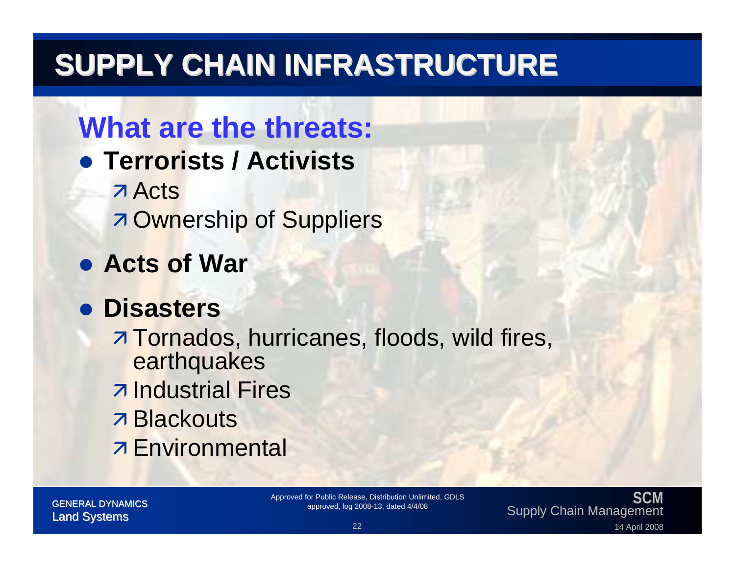# SUPPLY CHAIN INFRASTRUCTURE

## What are the threats:

- **Terrorists / Activists**
  - Acts
  - Ownership of Suppliers
- **Acts of War**
- **Disasters**
  - Tornados, hurricanes, floods, wild fires, earthquakes
  - Industrial Fires
  - Blackouts
  - Environmental

GENERAL DYNAMICS
Land Systems

Approved for Public Release, Distribution Unlimited, GDLS approved, log 2008-13, dated 4/4/08

SCM
Supply Chain Management

14 April 2008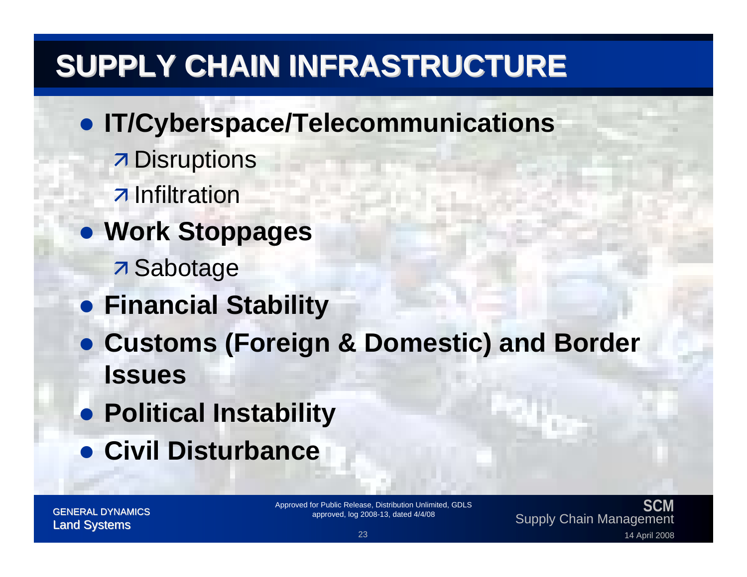# SUPPLY CHAIN INFRASTRUCTURE

- **IT/Cyberspace/Telecommunications**
  - Disruptions
  - Infiltration
- **Work Stoppages**
  - Sabotage
- **Financial Stability**
- **Customs (Foreign & Domestic) and Border Issues**
- **Political Instability**
- **Civil Disturbance**

GENERAL DYNAMICS
Land Systems

Approved for Public Release, Distribution Unlimited, GDLS approved, log 2008-13, dated 4/4/08

SCM
Supply Chain Management

14 April 2008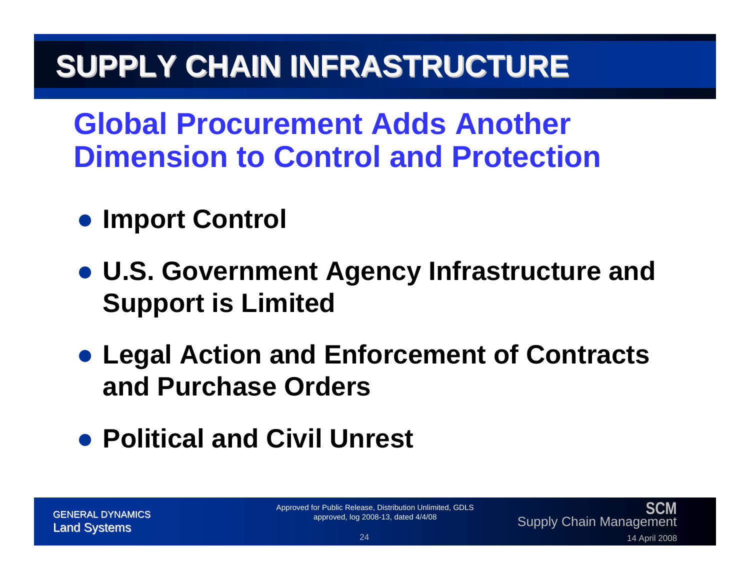# SUPPLY CHAIN INFRASTRUCTURE

## Global Procurement Adds Another Dimension to Control and Protection

- **Import Control**
- **U.S. Government Agency Infrastructure and Support is Limited**
- **Legal Action and Enforcement of Contracts and Purchase Orders**
- **Political and Civil Unrest**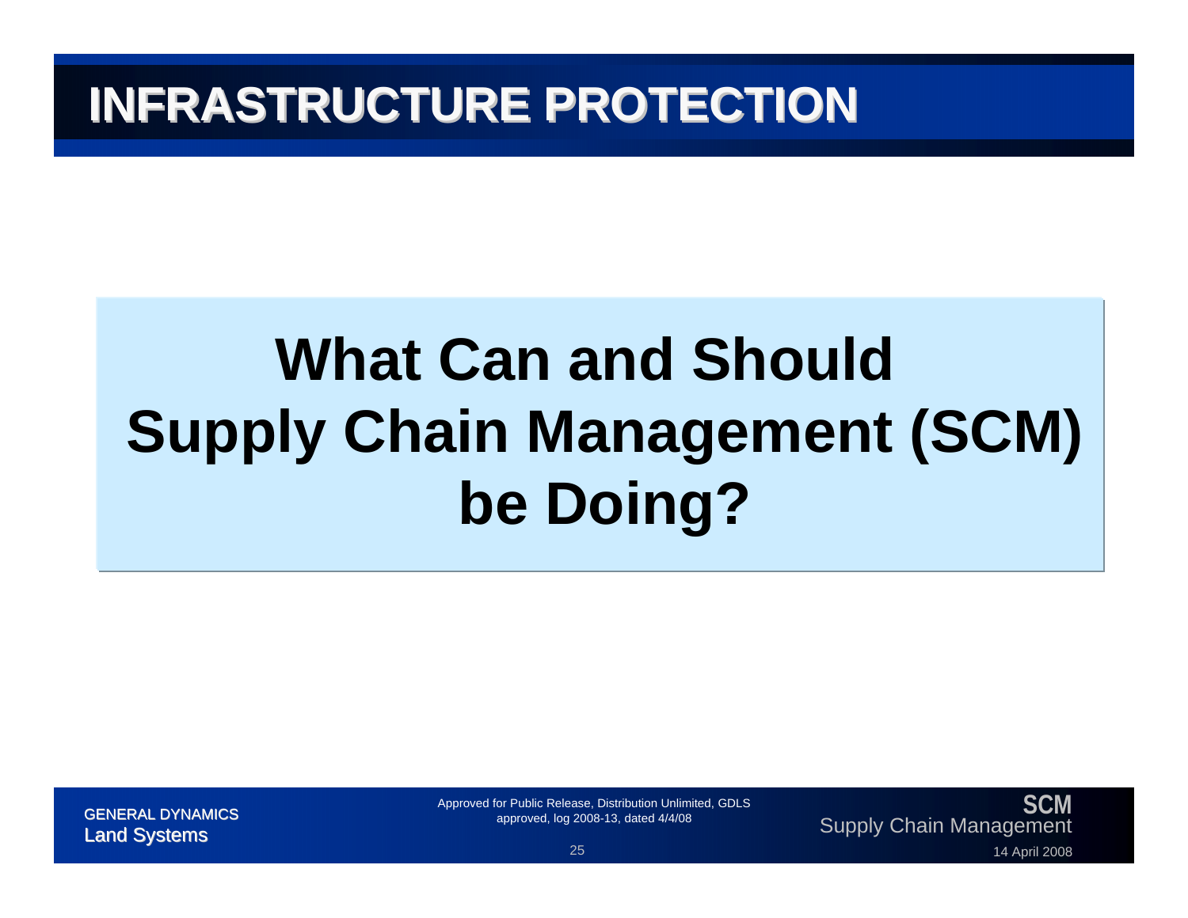# INFRASTRUCTURE PROTECTION

**What Can and Should Supply Chain Management (SCM) be Doing?**

Approved for Public Release, Distribution Unlimited, GDLS approved, log 2008-13, dated 4/4/08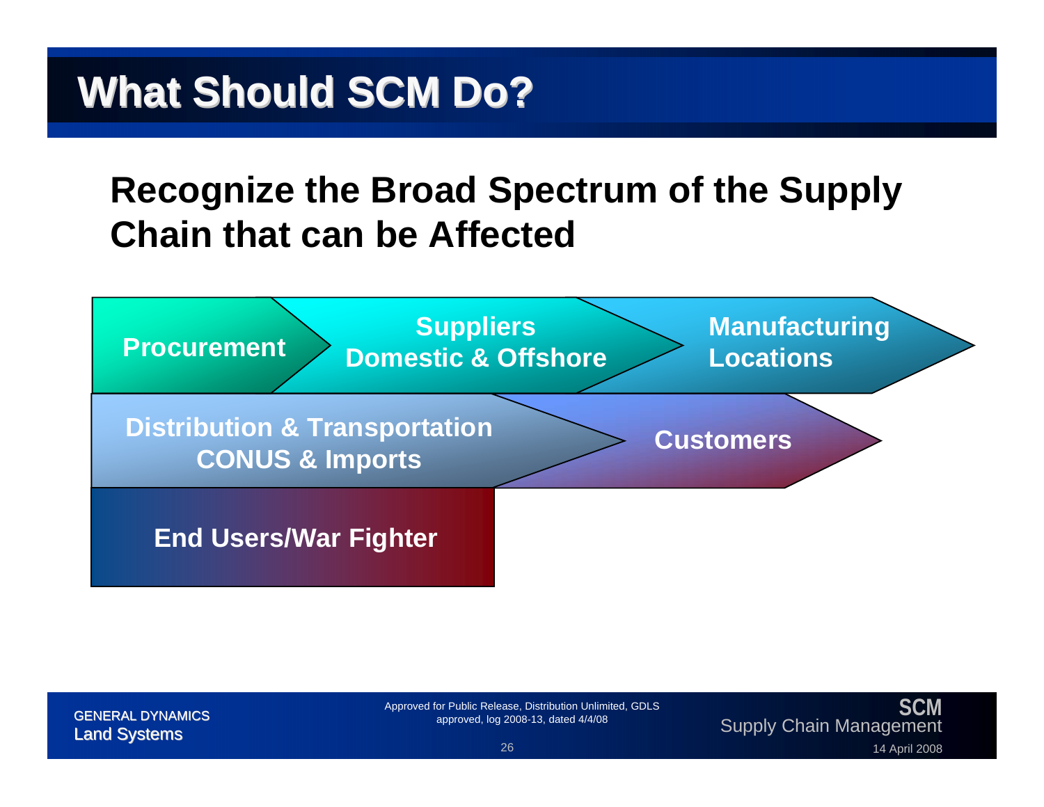# What Should SCM Do?

## Recognize the Broad Spectrum of the Supply Chain that can be Affected

- Procurement
- Suppliers Domestic & Offshore
- Manufacturing Locations
- Distribution & Transportation CONUS & Imports
- Customers
- End Users/War Fighter

Approved for Public Release, Distribution Unlimited, GDLS approved, log 2008-13, dated 4/4/08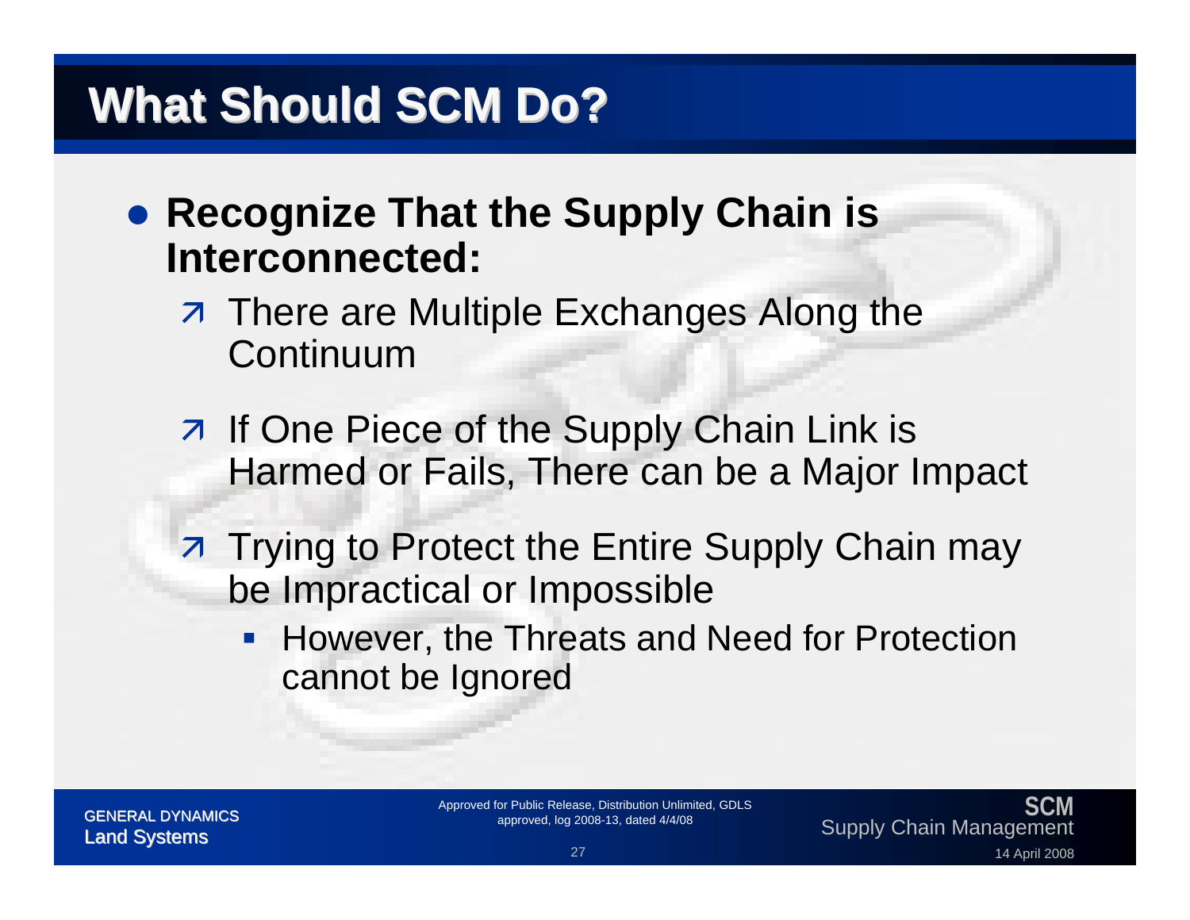# What Should SCM Do?

- **Recognize That the Supply Chain is Interconnected:**
  - There are Multiple Exchanges Along the Continuum
  - If One Piece of the Supply Chain Link is Harmed or Fails, There can be a Major Impact
  - Trying to Protect the Entire Supply Chain may be Impractical or Impossible
    - However, the Threats and Need for Protection cannot be Ignored

GENERAL DYNAMICS Land Systems

Approved for Public Release, Distribution Unlimited, GDLS approved, log 2008-13, dated 4/4/08

**SCM** Supply Chain Management

14 April 2008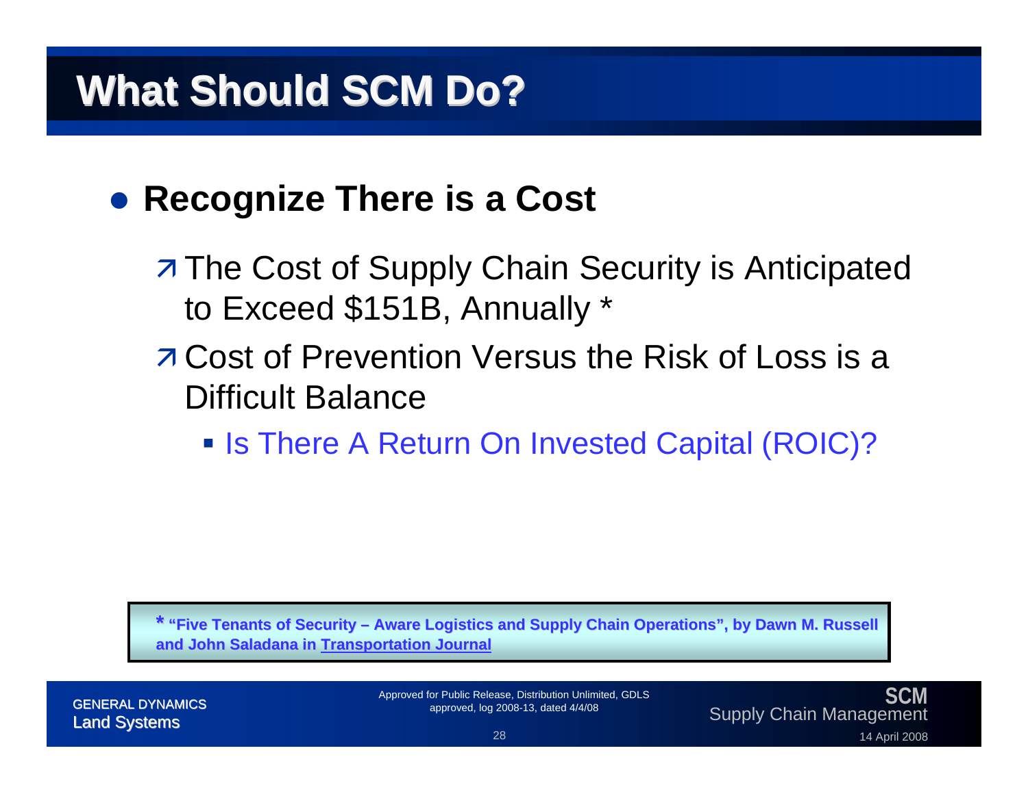# What Should SCM Do?

- **Recognize There is a Cost**
  - The Cost of Supply Chain Security is Anticipated to Exceed $151B, Annually *
  - Cost of Prevention Versus the Risk of Loss is a Difficult Balance
    - Is There A Return On Invested Capital (ROIC)?

**\* "Five Tenants of Security – Aware Logistics and Supply Chain Operations", by Dawn M. Russell and John Saladana in Transportation Journal**

Approved for Public Release, Distribution Unlimited, GDLS approved, log 2008-13, dated 4/4/08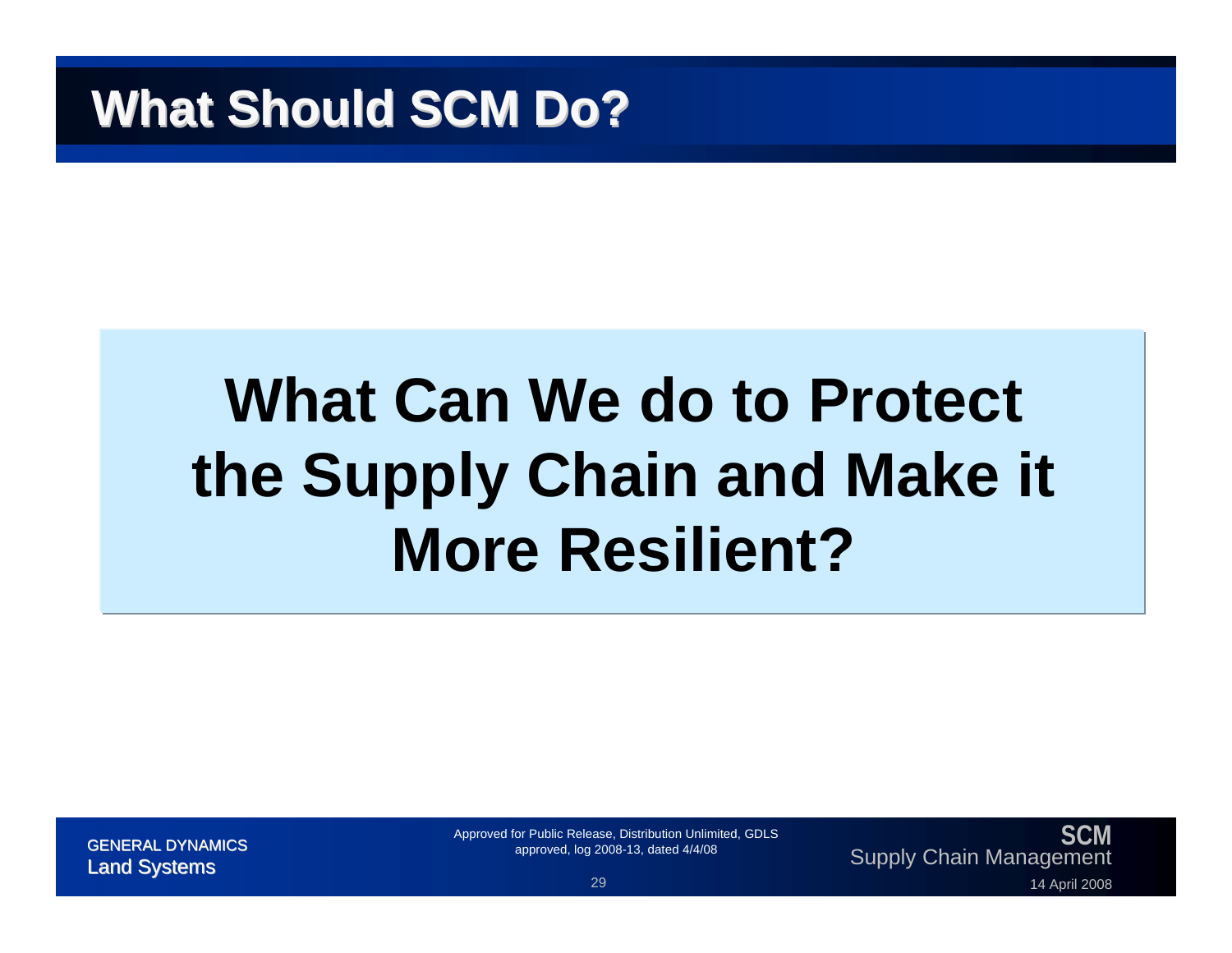# What Should SCM Do?

**What Can We do to Protect the Supply Chain and Make it More Resilient?**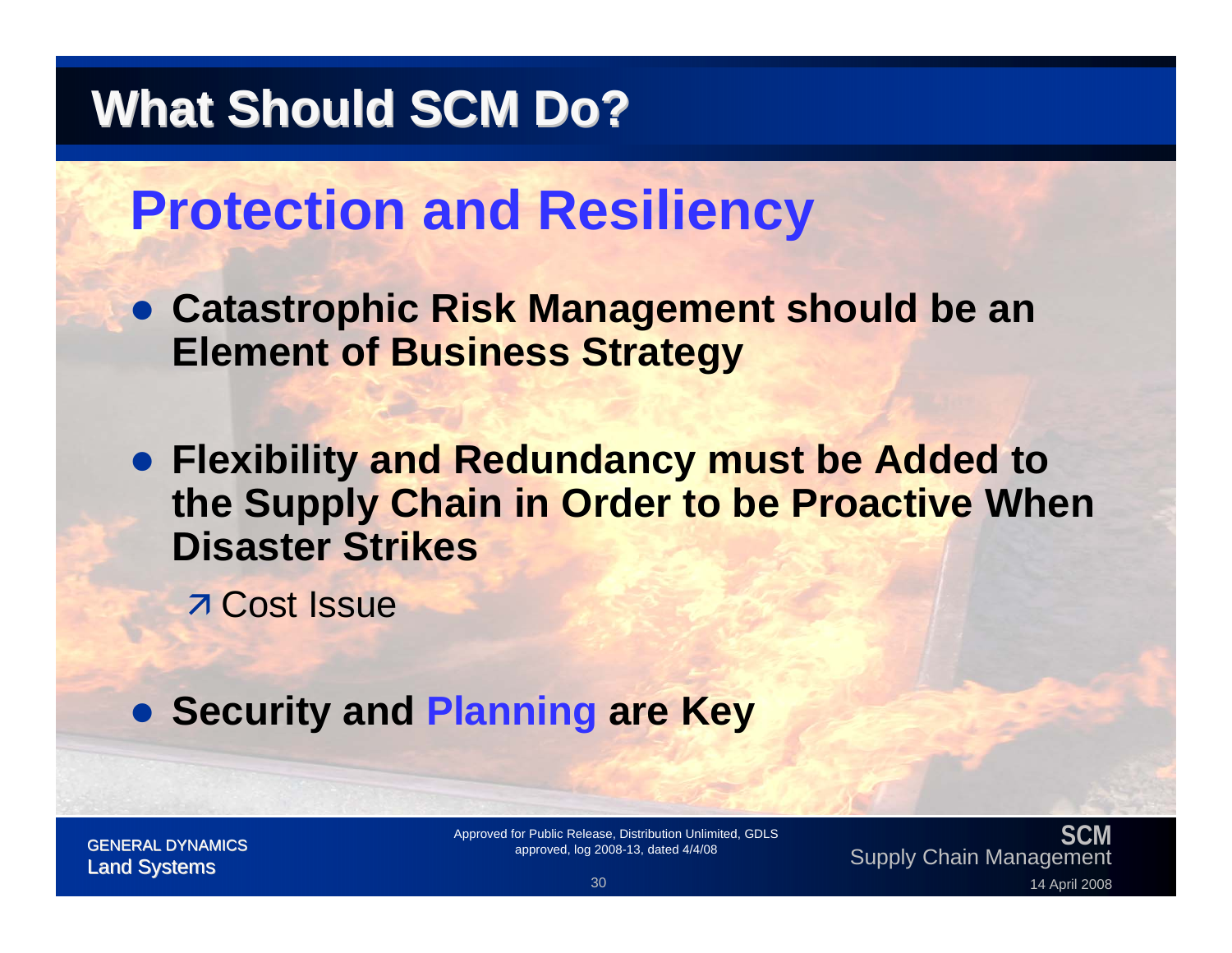# What Should SCM Do?

## Protection and Resiliency

- **Catastrophic Risk Management should be an Element of Business Strategy**
- **Flexibility and Redundancy must be Added to the Supply Chain in Order to be Proactive When Disaster Strikes**
  - ↗ Cost Issue
- **Security and Planning are Key**

GENERAL DYNAMICS
Land Systems

Approved for Public Release, Distribution Unlimited, GDLS approved, log 2008-13, dated 4/4/08

SCM
Supply Chain Management

14 April 2008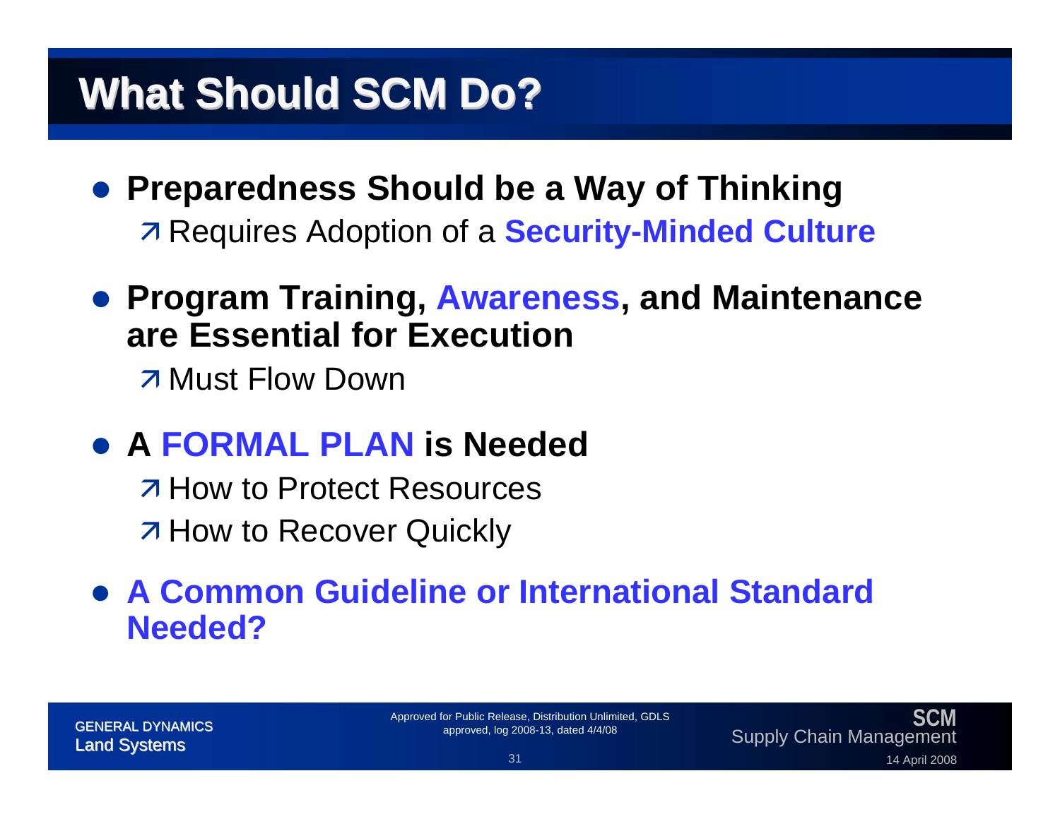# What Should SCM Do?

- **Preparedness Should be a Way of Thinking**
  - Requires Adoption of a **Security-Minded Culture**
- **Program Training, Awareness, and Maintenance are Essential for Execution**
  - Must Flow Down
- **A FORMAL PLAN is Needed**
  - How to Protect Resources
  - How to Recover Quickly
- **A Common Guideline or International Standard Needed?**

Approved for Public Release, Distribution Unlimited, GDLS approved, log 2008-13, dated 4/4/08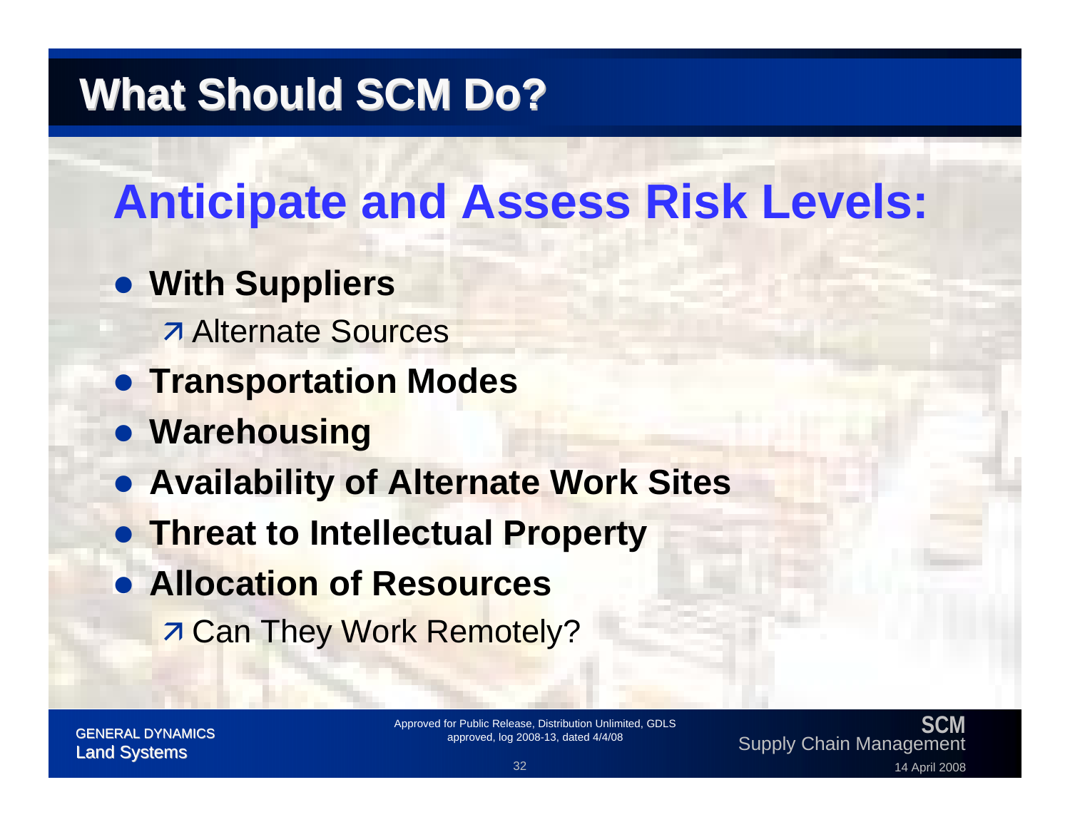# What Should SCM Do?

## Anticipate and Assess Risk Levels:

- **With Suppliers**
  - Alternate Sources
- **Transportation Modes**
- **Warehousing**
- **Availability of Alternate Work Sites**
- **Threat to Intellectual Property**
- **Allocation of Resources**
  - Can They Work Remotely?

Approved for Public Release, Distribution Unlimited, GDLS approved, log 2008-13, dated 4/4/08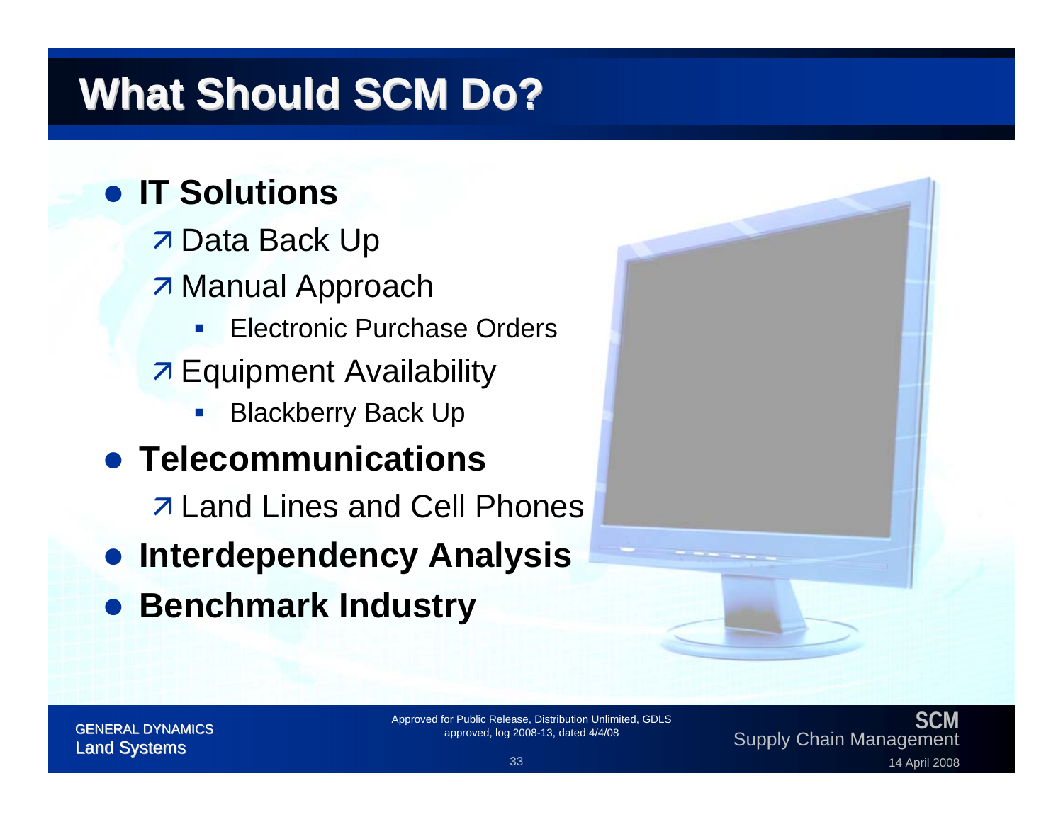# What Should SCM Do?

- **IT Solutions**
  - Data Back Up
  - Manual Approach
    - Electronic Purchase Orders
  - Equipment Availability
    - Blackberry Back Up
- **Telecommunications**
  - Land Lines and Cell Phones
- **Interdependency Analysis**
- **Benchmark Industry**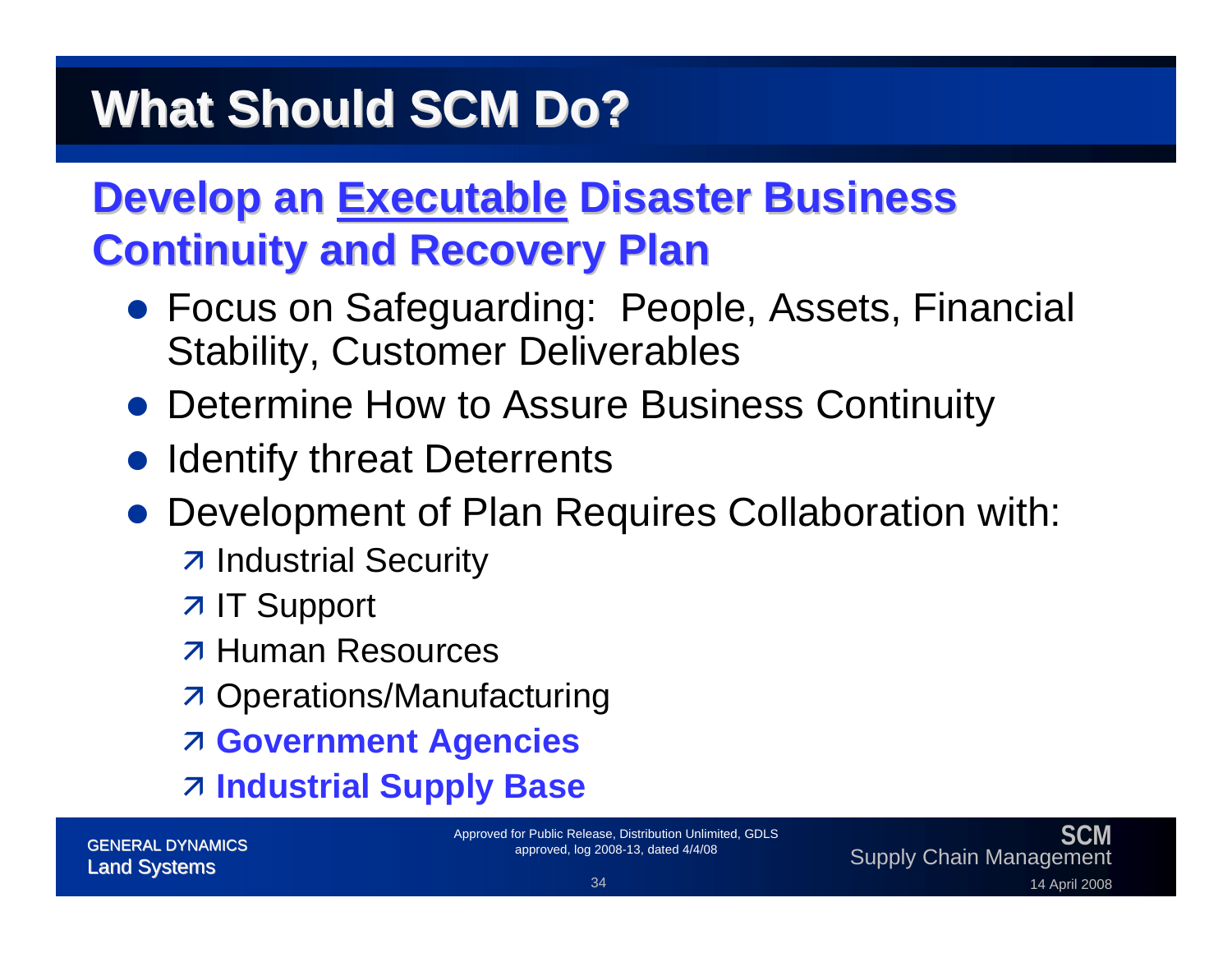# What Should SCM Do?

## Develop an Executable Disaster Business Continuity and Recovery Plan

- Focus on Safeguarding: People, Assets, Financial Stability, Customer Deliverables
- Determine How to Assure Business Continuity
- Identify threat Deterrents
- Development of Plan Requires Collaboration with:
  - Industrial Security
  - IT Support
  - Human Resources
  - Operations/Manufacturing
  - **Government Agencies**
  - **Industrial Supply Base**

Approved for Public Release, Distribution Unlimited, GDLS approved, log 2008-13, dated 4/4/08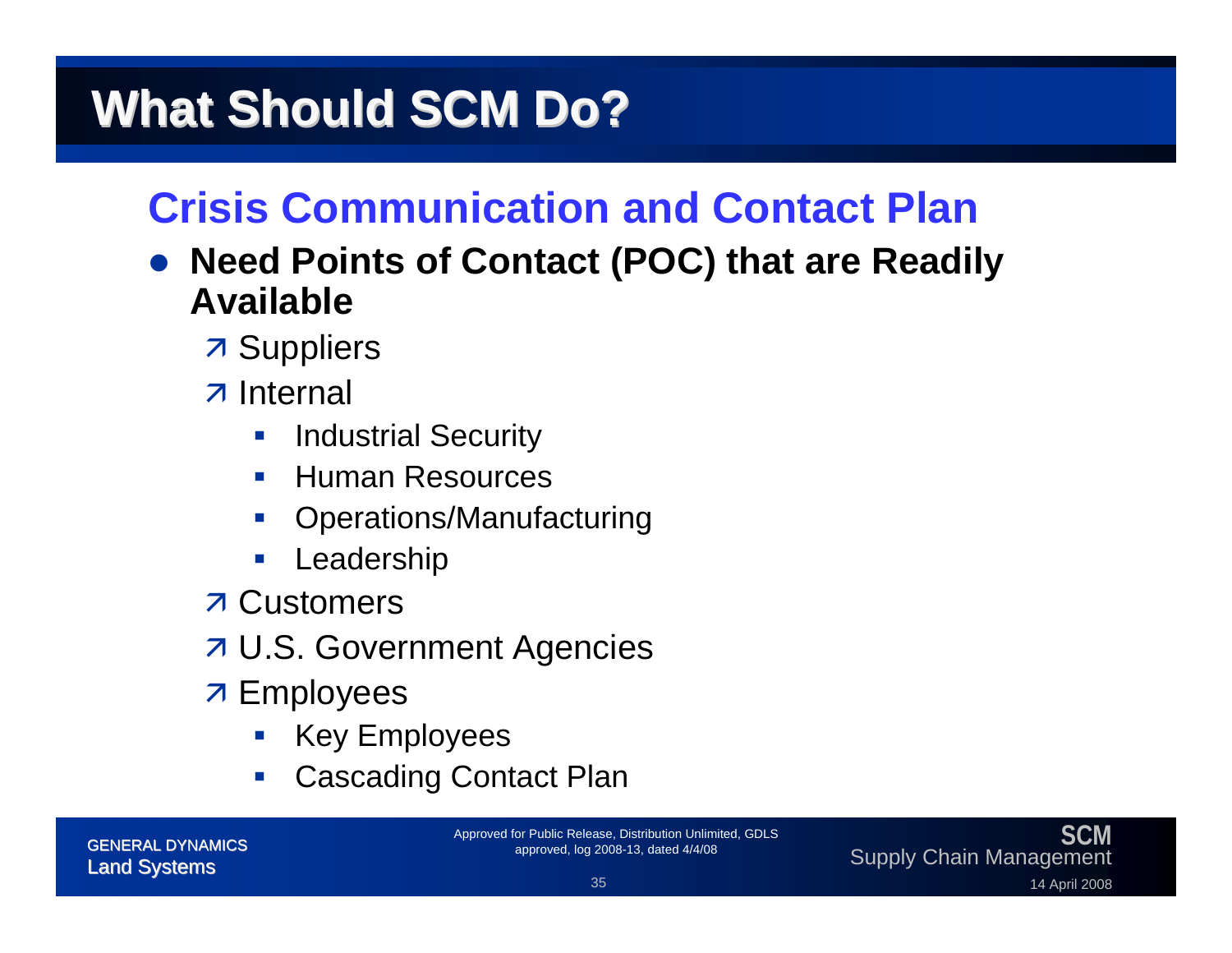# What Should SCM Do?

## Crisis Communication and Contact Plan

- **Need Points of Contact (POC) that are Readily Available**
  - Suppliers
  - Internal
    - Industrial Security
    - Human Resources
    - Operations/Manufacturing
    - Leadership
  - Customers
  - U.S. Government Agencies
  - Employees
    - Key Employees
    - Cascading Contact Plan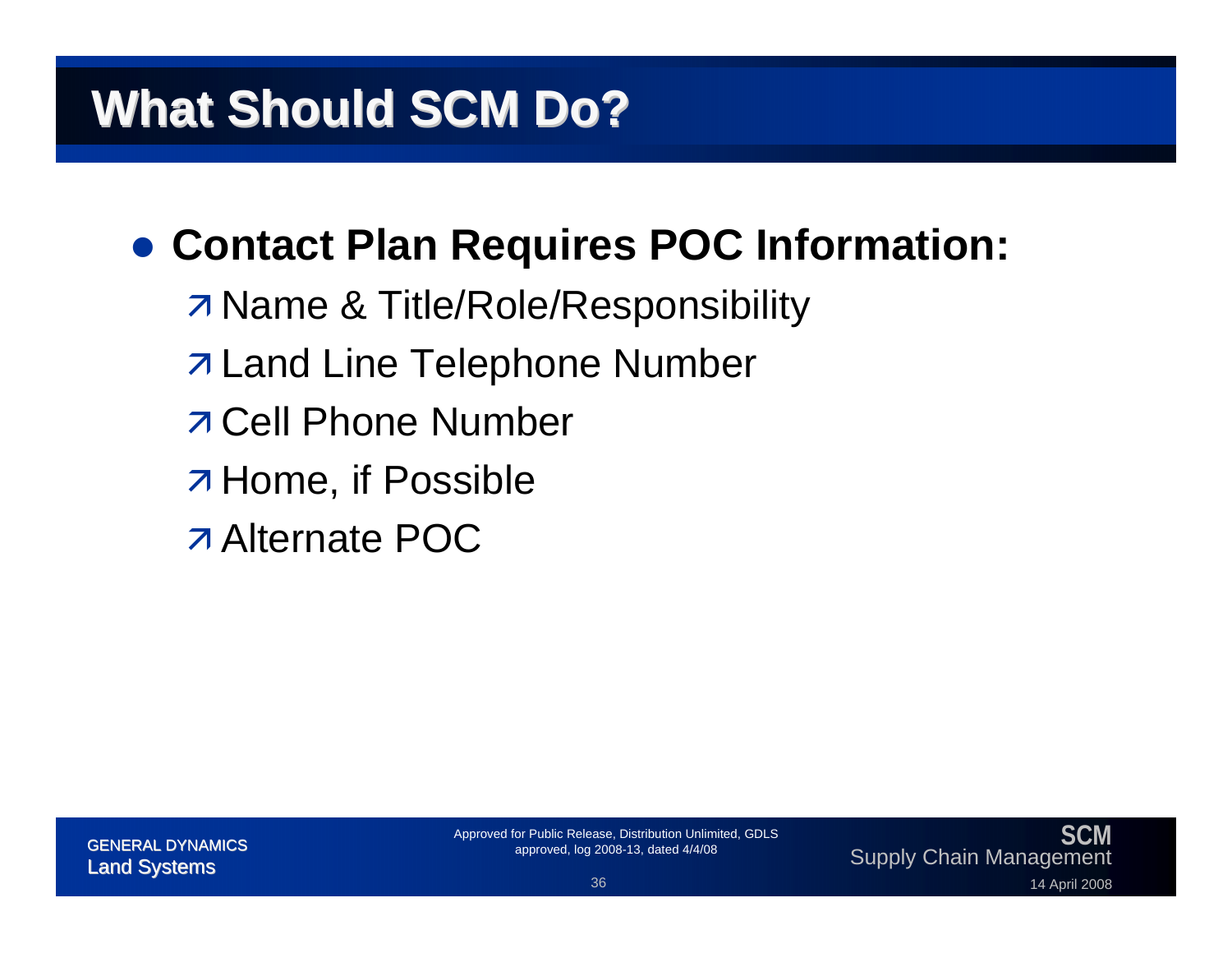# What Should SCM Do?

- **Contact Plan Requires POC Information:**
  - Name & Title/Role/Responsibility
  - Land Line Telephone Number
  - Cell Phone Number
  - Home, if Possible
  - Alternate POC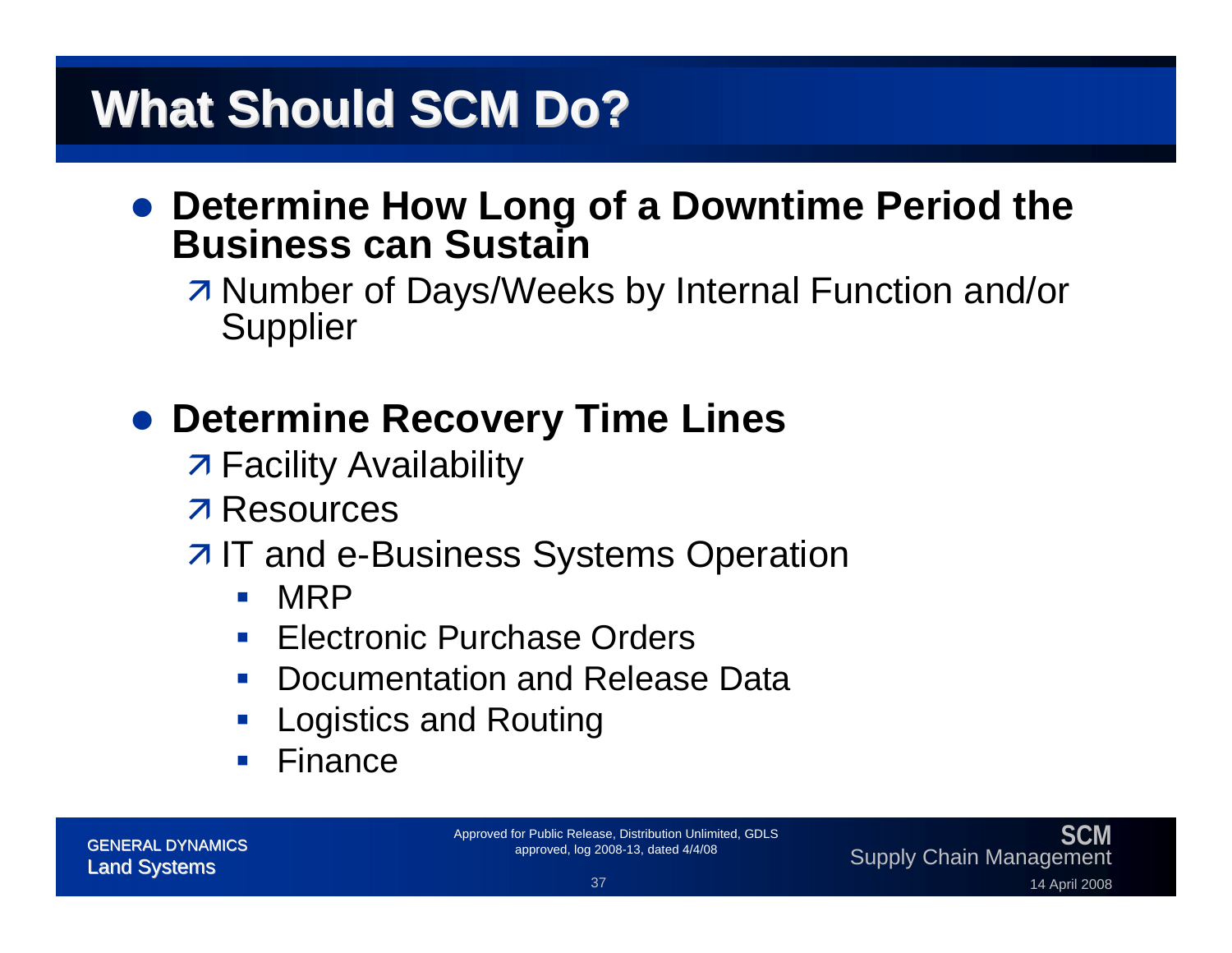# What Should SCM Do?

- **Determine How Long of a Downtime Period the Business can Sustain**
  - Number of Days/Weeks by Internal Function and/or Supplier
- **Determine Recovery Time Lines**
  - Facility Availability
  - Resources
  - IT and e-Business Systems Operation
    - MRP
    - Electronic Purchase Orders
    - Documentation and Release Data
    - Logistics and Routing
    - Finance

Approved for Public Release, Distribution Unlimited, GDLS approved, log 2008-13, dated 4/4/08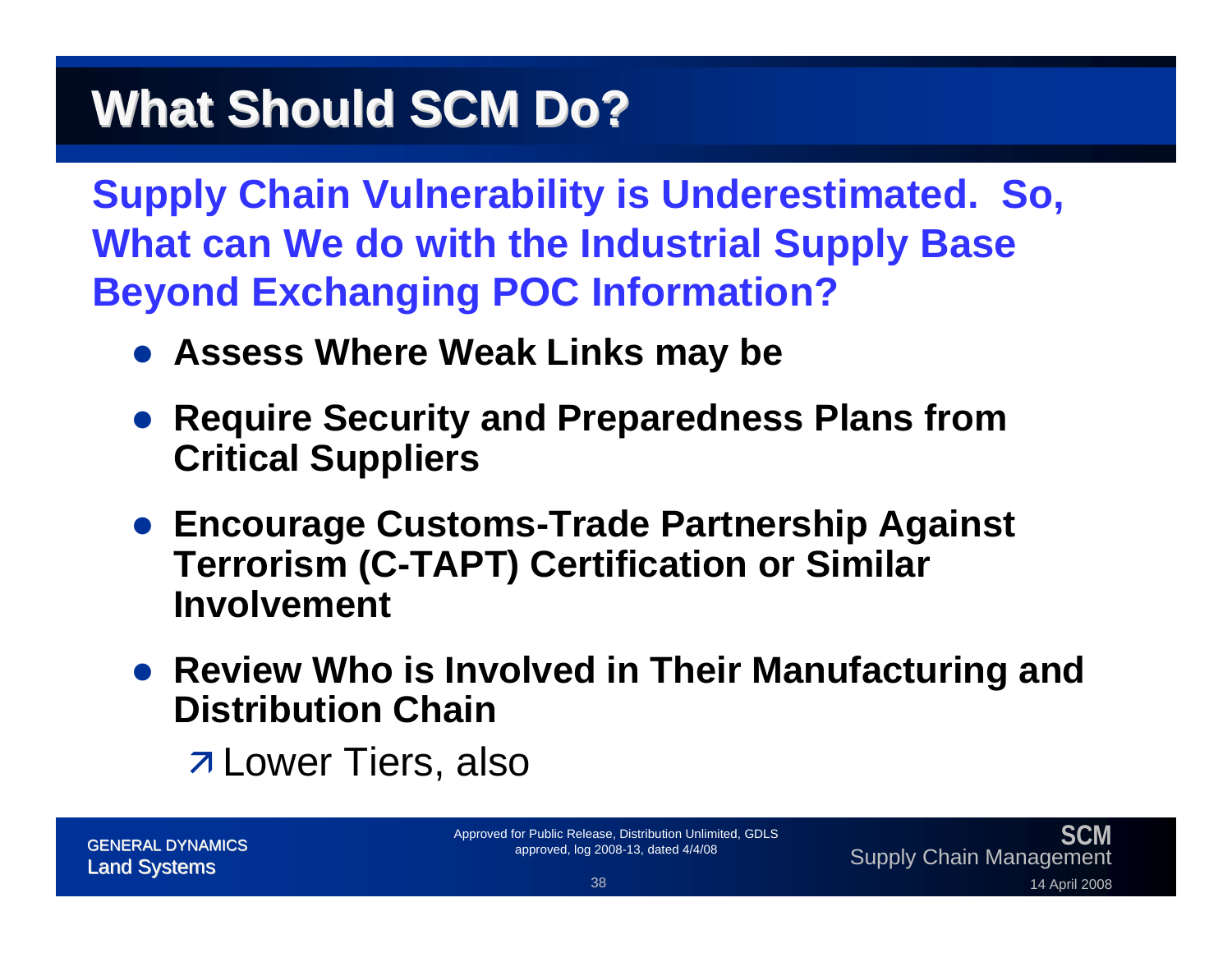# What Should SCM Do?

**Supply Chain Vulnerability is Underestimated. So, What can We do with the Industrial Supply Base Beyond Exchanging POC Information?**

- **Assess Where Weak Links may be**
- **Require Security and Preparedness Plans from Critical Suppliers**
- **Encourage Customs-Trade Partnership Against Terrorism (C-TAPT) Certification or Similar Involvement**
- **Review Who is Involved in Their Manufacturing and Distribution Chain**
  - Lower Tiers, also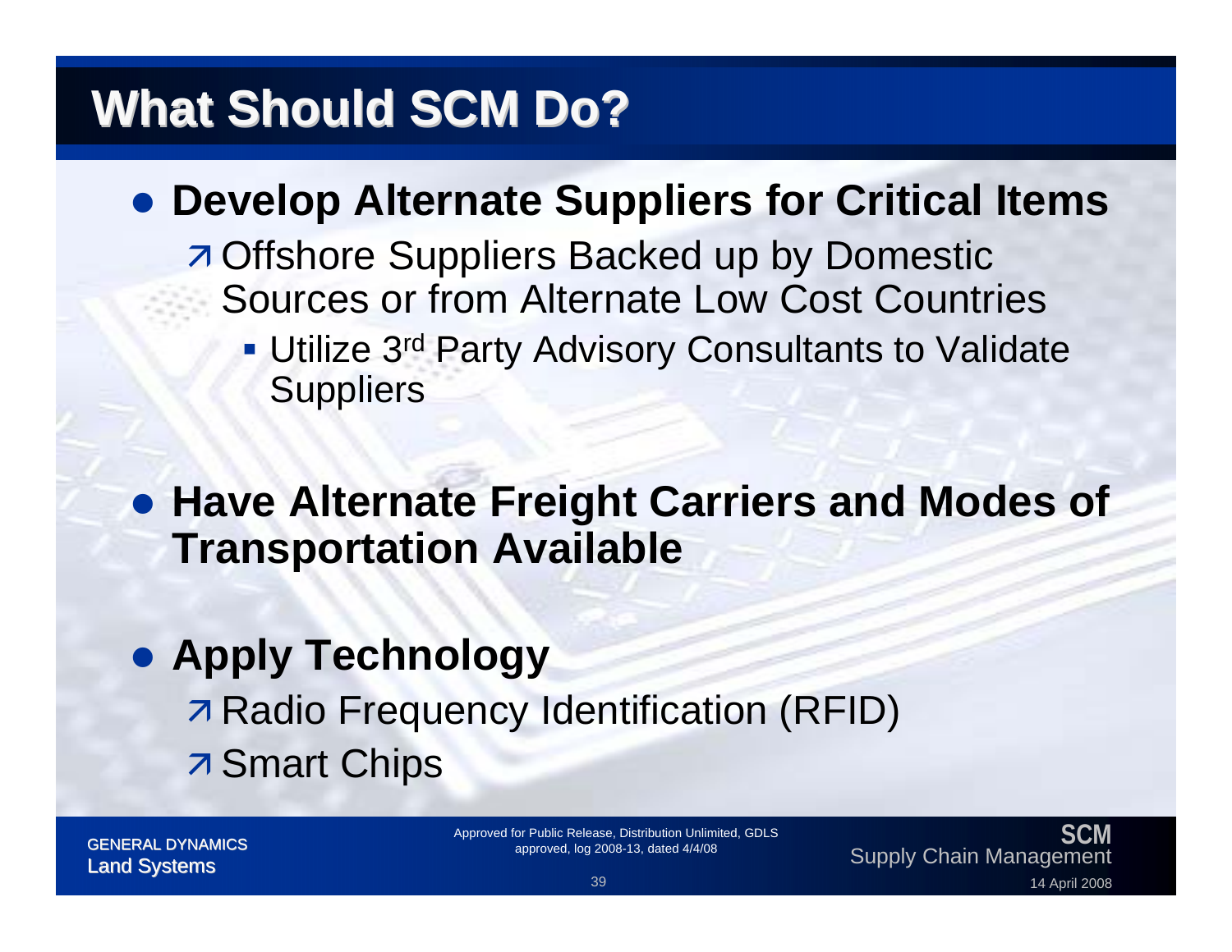# What Should SCM Do?

- **Develop Alternate Suppliers for Critical Items**
  - Offshore Suppliers Backed up by Domestic Sources or from Alternate Low Cost Countries
    - Utilize 3rd Party Advisory Consultants to Validate Suppliers

- **Have Alternate Freight Carriers and Modes of Transportation Available**

- **Apply Technology**
  - Radio Frequency Identification (RFID)
  - Smart Chips

GENERAL DYNAMICS
Land Systems

Approved for Public Release, Distribution Unlimited, GDLS approved, log 2008-13, dated 4/4/08

SCM
Supply Chain Management

14 April 2008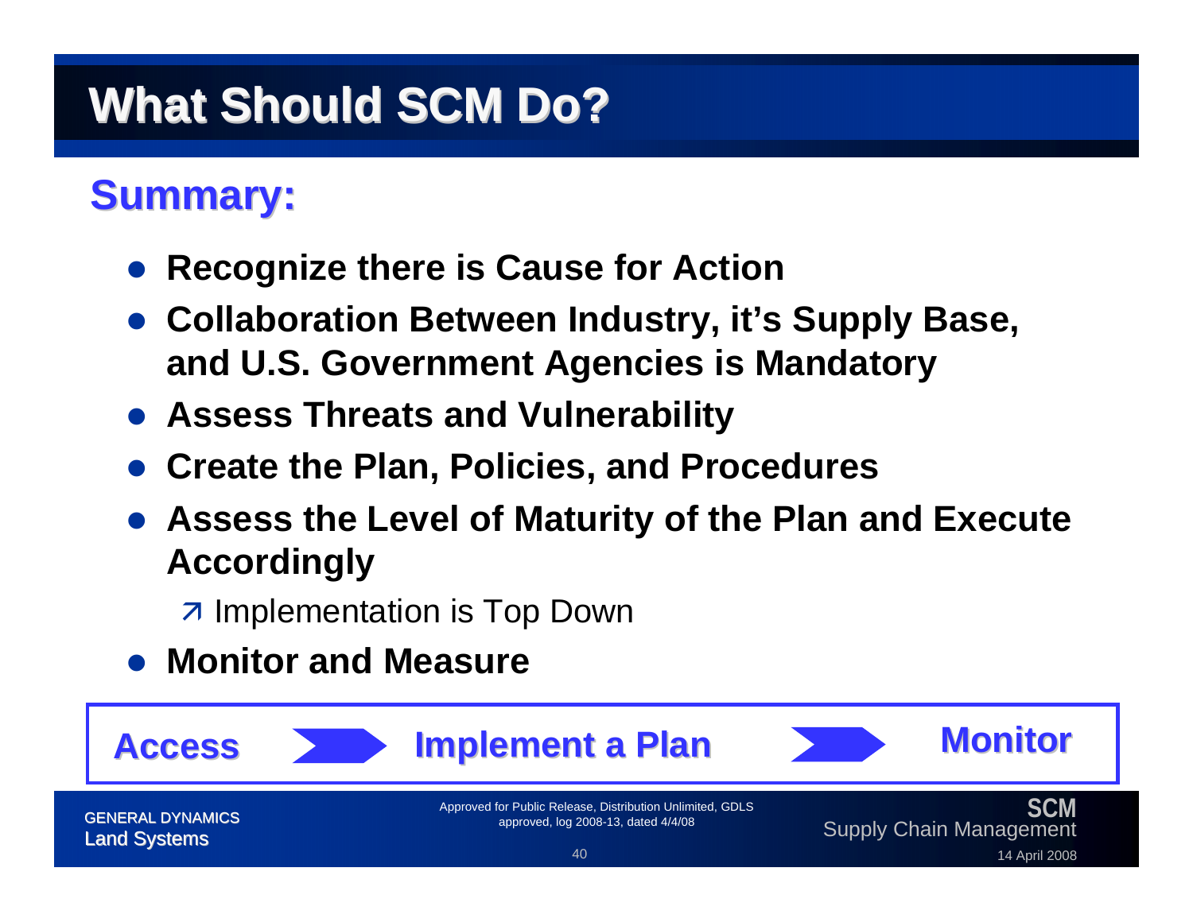# What Should SCM Do?

## Summary:

- **Recognize there is Cause for Action**
- **Collaboration Between Industry, it's Supply Base, and U.S. Government Agencies is Mandatory**
- **Assess Threats and Vulnerability**
- **Create the Plan, Policies, and Procedures**
- **Assess the Level of Maturity of the Plan and Execute Accordingly**
  - Implementation is Top Down
- **Monitor and Measure**

**Access** → **Implement a Plan** → **Monitor**

Approved for Public Release, Distribution Unlimited, GDLS approved, log 2008-13, dated 4/4/08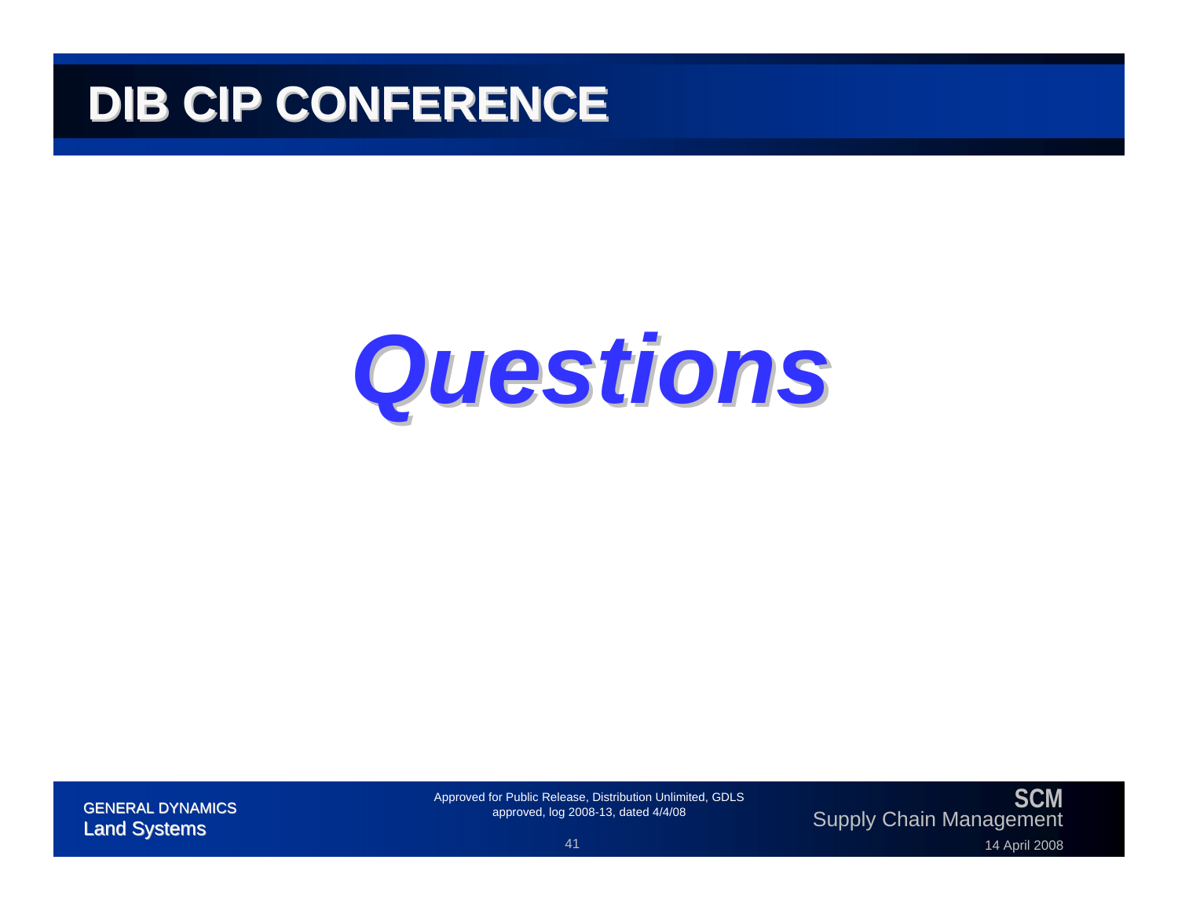# *Questions*